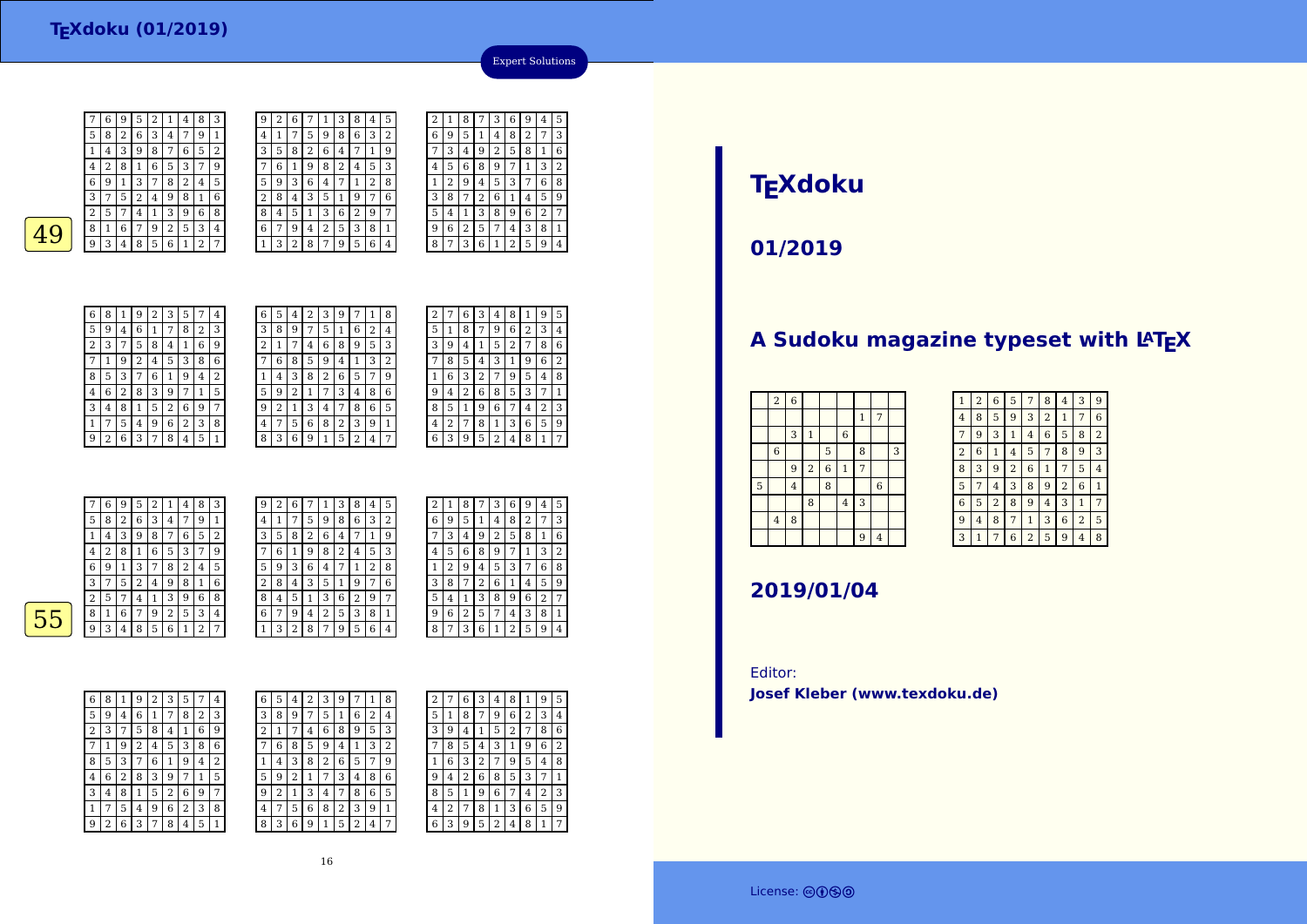# TEXdoku (01/2019)

Expert Solutions

**49**

| 7 | 6 | 9 | 5 | 2 | 1 | 4 | 8 | 3 |
|---|---|---|---|---|---|---|---|---|
| 5 | 8 | 2 | 6 | 3 | 4 | 7 | 9 | 1 |
| 1 | 4 | 3 | 9 | 8 | 7 | 6 | 5 | 2 |
| 4 | 2 | 8 | 1 | 6 | 5 | 3 | 7 | 9 |
| 6 | 9 | 1 | 3 | 7 | 8 | 2 | 4 | 5 |
| 3 | 7 | 5 | 2 | 4 | 9 | 8 | 1 | 6 |
| 2 | 5 | 7 | 4 | 1 | 3 | 9 | 6 | 8 |
| 8 | 1 | 6 | 7 | 9 | 2 | 5 | 3 | 4 |
| 9 | 3 | 4 | 8 | 5 | 6 | 1 | 2 | 7 |

| 9 | 2 | 6 | 7 | 1 | 3 | 8 | 4 | 5 |
|---|---|---|---|---|---|---|---|---|
| 4 | 1 | 7 | 5 | 9 | 8 | 6 | 3 | 2 |
| 3 | 5 | 8 | 2 | 6 | 4 | 7 | 1 | 9 |
| 7 | 6 | 1 | 9 | 8 | 2 | 4 | 5 | 3 |
| 5 | 9 | 3 | 6 | 4 | 7 | 1 | 2 | 8 |
| 2 | 8 | 4 | 3 | 5 | 1 | 9 | 7 | 6 |
| 8 | 4 | 5 | 1 | 3 | 6 | 2 | 9 | 7 |
| 6 | 7 | 9 | 4 | 2 | 5 | 3 | 8 | 1 |
| 1 | 3 | 2 | 8 | 7 | 9 | 5 | 6 | 4 |

| 2 | 1 | 8 | 7 | 3 | 6 | 9 | 4 | 5 |
|---|---|---|---|---|---|---|---|---|
| 6 | 9 | 5 | 1 | 4 | 8 | 2 | 7 | 3 |
| 7 | 3 | 4 | 9 | 2 | 5 | 8 | 1 | 6 |
| 4 | 5 | 6 | 8 | 9 | 7 | 1 | 3 | 2 |
| 1 | 2 | 9 | 4 | 5 | 3 | 7 | 6 | 8 |
| 3 | 8 | 7 | 2 | 6 | 1 | 4 | 5 | 9 |
| 5 | 4 | 1 | 3 | 8 | 9 | 6 | 2 | 7 |
| 9 | 6 | 2 | 5 | 7 | 4 | 3 | 8 | 1 |
| 8 | 7 | 3 | 6 | 1 | 2 | 5 | 9 | 4 |

| 6 | 8 | 1 | 9 | 2 | 3 | 5 | 7 | 4 |
|---|---|---|---|---|---|---|---|---|
| 5 | 9 | 4 | 6 | 1 | 7 | 8 | 2 | 3 |
| 2 | 3 | 7 | 5 | 8 | 4 | 1 | 6 | 9 |
| 7 | 1 | 9 | 2 | 4 | 5 | 3 | 8 | 6 |
| 8 | 5 | 3 | 7 | 6 | 1 | 9 | 4 | 2 |
| 4 | 6 | 2 | 8 | 3 | 9 | 7 | 1 | 5 |
| 3 | 4 | 8 | 1 | 5 | 2 | 6 | 9 | 7 |
| 1 | 7 | 5 | 4 | 9 | 6 | 2 | 3 | 8 |
| 9 | 2 | 6 | 3 | 7 | 8 | 4 | 5 | 1 |

| 6 | 5 | 4 | 2 | 3 | 9 | 7 | 1 | 8 |
|---|---|---|---|---|---|---|---|---|
| 3 | 8 | 9 | 7 | 5 | 1 | 6 | 2 | 4 |
| 2 | 1 | 7 | 4 | 6 | 8 | 9 | 5 | 3 |
| 7 | 6 | 8 | 5 | 9 | 4 | 1 | 3 | 2 |
| 1 | 4 | 3 | 8 | 2 | 6 | 5 | 7 | 9 |
| 5 | 9 | 2 | 1 | 7 | 3 | 4 | 8 | 6 |
| 9 | 2 | 1 | 3 | 4 | 7 | 8 | 6 | 5 |
| 4 | 7 | 5 | 6 | 8 | 2 | 3 | 9 | 1 |
| 8 | 3 | 6 | 9 | 1 | 5 | 2 | 4 | 7 |

| 2 | 7 | 6 | 3 | 4 | 8 | 1 | 9 | 5 |
|---|---|---|---|---|---|---|---|---|
| 5 | 1 | 8 | 7 | 9 | 6 | 2 | 3 | 4 |
| 3 | 9 | 4 | 1 | 5 | 2 | 7 | 8 | 6 |
| 7 | 8 | 5 | 4 | 3 | 1 | 9 | 6 | 2 |
| 1 | 6 | 3 | 2 | 7 | 9 | 5 | 4 | 8 |
| 9 | 4 | 2 | 6 | 8 | 5 | 3 | 7 | 1 |
| 8 | 5 | 1 | 9 | 6 | 7 | 4 | 2 | 3 |
| 4 | 2 | 7 | 8 | 1 | 3 | 6 | 5 | 9 |
| 6 | 3 | 9 | 5 | 2 | 4 | 8 | 1 | 7 |

**55**

| 7 | 6 | 9 | 5 | 2 | 1 | 4 | 8 | 3 |
|---|---|---|---|---|---|---|---|---|
| 5 | 8 | 2 | 6 | 3 | 4 | 7 | 9 | 1 |
| 1 | 4 | 3 | 9 | 8 | 7 | 6 | 5 | 2 |
| 4 | 2 | 8 | 1 | 6 | 5 | 3 | 7 | 9 |
| 6 | 9 | 1 | 3 | 7 | 8 | 2 | 4 | 5 |
| 3 | 7 | 5 | 2 | 4 | 9 | 8 | 1 | 6 |
| 2 | 5 | 7 | 4 | 1 | 3 | 9 | 6 | 8 |
| 8 | 1 | 6 | 7 | 9 | 2 | 5 | 3 | 4 |
| 9 | 3 | 4 | 8 | 5 | 6 | 1 | 2 | 7 |

| 9 | 2 | 6 | 7 | 1 | 3 | 8 | 4 | 5 |
|---|---|---|---|---|---|---|---|---|
| 4 | 1 | 7 | 5 | 9 | 8 | 6 | 3 | 2 |
| 3 | 5 | 8 | 2 | 6 | 4 | 7 | 1 | 9 |
| 7 | 6 | 1 | 9 | 8 | 2 | 4 | 5 | 3 |
| 5 | 9 | 3 | 6 | 4 | 7 | 1 | 2 | 8 |
| 2 | 8 | 4 | 3 | 5 | 1 | 9 | 7 | 6 |
| 8 | 4 | 5 | 1 | 3 | 6 | 2 | 9 | 7 |
| 6 | 7 | 9 | 4 | 2 | 5 | 3 | 8 | 1 |
| 1 | 3 | 2 | 8 | 7 | 9 | 5 | 6 | 4 |

| 2 | 1 | 8 | 7 | 3 | 6 | 9 | 4 | 5 |
|---|---|---|---|---|---|---|---|---|
| 6 | 9 | 5 | 1 | 4 | 8 | 2 | 7 | 3 |
| 7 | 3 | 4 | 9 | 2 | 5 | 8 | 1 | 6 |
| 4 | 5 | 6 | 8 | 9 | 7 | 1 | 3 | 2 |
| 1 | 2 | 9 | 4 | 5 | 3 | 7 | 6 | 8 |
| 3 | 8 | 7 | 2 | 6 | 1 | 4 | 5 | 9 |
| 5 | 4 | 1 | 3 | 8 | 9 | 6 | 2 | 7 |
| 9 | 6 | 2 | 5 | 7 | 4 | 3 | 8 | 1 |
| 8 | 7 | 3 | 6 | 1 | 2 | 5 | 9 | 4 |

| 6 | 8 | 1 | 9 | 2 | 3 | 5 | 7 | 4 |
|---|---|---|---|---|---|---|---|---|
| 5 | 9 | 4 | 6 | 1 | 7 | 8 | 2 | 3 |
| 2 | 3 | 7 | 5 | 8 | 4 | 1 | 6 | 9 |
| 7 | 1 | 9 | 2 | 4 | 5 | 3 | 8 | 6 |
| 8 | 5 | 3 | 7 | 6 | 1 | 9 | 4 | 2 |
| 4 | 6 | 2 | 8 | 3 | 9 | 7 | 1 | 5 |
| 3 | 4 | 8 | 1 | 5 | 2 | 6 | 9 | 7 |
| 1 | 7 | 5 | 4 | 9 | 6 | 2 | 3 | 8 |
| 9 | 2 | 6 | 3 | 7 | 8 | 4 | 5 | 1 |

| 6 | 5 | 4 | 2 | 3 | 9 | 7 | 1 | 8 |
|---|---|---|---|---|---|---|---|---|
| 3 | 8 | 9 | 7 | 5 | 1 | 6 | 2 | 4 |
| 2 | 1 | 7 | 4 | 6 | 8 | 9 | 5 | 3 |
| 7 | 6 | 8 | 5 | 9 | 4 | 1 | 3 | 2 |
| 1 | 4 | 3 | 8 | 2 | 6 | 5 | 7 | 9 |
| 5 | 9 | 2 | 1 | 7 | 3 | 4 | 8 | 6 |
| 9 | 2 | 1 | 3 | 4 | 7 | 8 | 6 | 5 |
| 4 | 7 | 5 | 6 | 8 | 2 | 3 | 9 | 1 |
| 8 | 3 | 6 | 9 | 1 | 5 | 2 | 4 | 7 |

| 2 | 7 | 6 | 3 | 4 | 8 | 1 | 9 | 5 |
|---|---|---|---|---|---|---|---|---|
| 5 | 1 | 8 | 7 | 9 | 6 | 2 | 3 | 4 |
| 3 | 9 | 4 | 1 | 5 | 2 | 7 | 8 | 6 |
| 7 | 8 | 5 | 4 | 3 | 1 | 9 | 6 | 2 |
| 1 | 6 | 3 | 2 | 7 | 9 | 5 | 4 | 8 |
| 9 | 4 | 2 | 6 | 8 | 5 | 3 | 7 | 1 |
| 8 | 5 | 1 | 9 | 6 | 7 | 4 | 2 | 3 |
| 4 | 2 | 7 | 8 | 1 | 3 | 6 | 5 | 9 |
| 6 | 3 | 9 | 5 | 2 | 4 | 8 | 1 | 7 |

# TEXdoku

## 01/2019

## A Sudoku magazine typeset with LaTeX

|   | 2 | 6 |   |   |   |   |   |   |
|---|---|---|---|---|---|---|---|---|
|   |   |   |   |   |   | 1 | 7 |   |
|   |   | 3 | 1 |   | 6 |   |   |   |
|   | 6 |   |   | 5 |   | 8 |   | 3 |
|   |   | 9 | 2 | 6 | 1 | 7 |   |   |
| 5 |   | 4 |   | 8 |   |   | 6 |   |
|   |   |   | 8 |   | 4 | 3 |   |   |
|   | 4 | 8 |   |   |   |   |   |   |
|   |   |   |   |   |   | 9 | 4 |   |

| 1 | 2 | 6 | 5 | 7 | 8 | 4 | 3 | 9 |
|---|---|---|---|---|---|---|---|---|
| 4 | 8 | 5 | 9 | 3 | 2 | 1 | 7 | 6 |
| 7 | 9 | 3 | 1 | 4 | 6 | 5 | 8 | 2 |
| 2 | 6 | 1 | 4 | 5 | 7 | 8 | 9 | 3 |
| 8 | 3 | 9 | 2 | 6 | 1 | 7 | 5 | 4 |
| 5 | 7 | 4 | 3 | 8 | 9 | 2 | 6 | 1 |
| 6 | 5 | 2 | 8 | 9 | 4 | 3 | 1 | 7 |
| 9 | 4 | 8 | 7 | 1 | 3 | 6 | 2 | 5 |
| 3 | 1 | 7 | 6 | 2 | 5 | 9 | 4 | 8 |

## 2019/01/04

Editor:
**Josef Kleber (www.texdoku.de)**

License: CC BY-NC-SA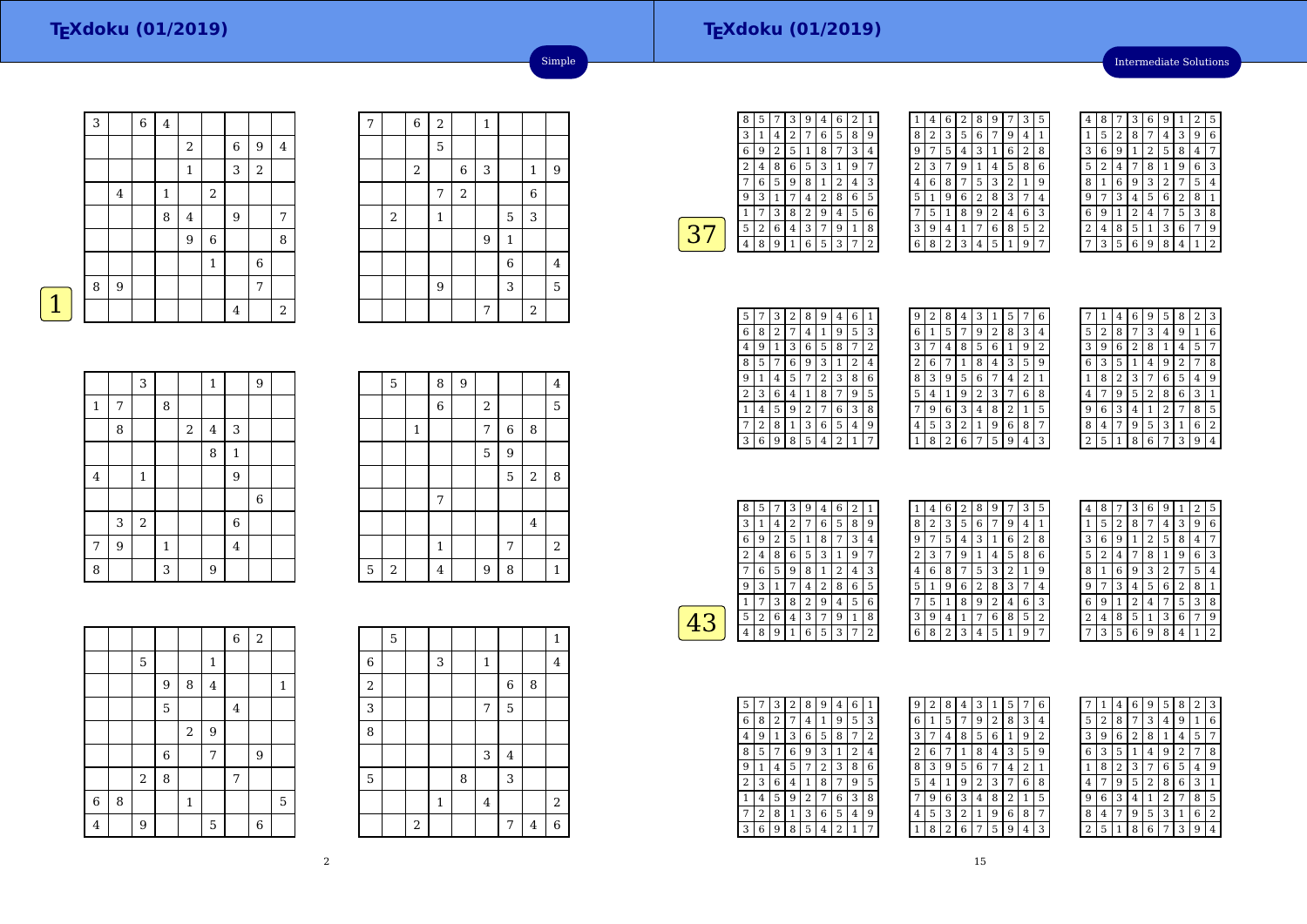Simple

# 1

| 3 |  | 6 | 4 |  |  |  |  |  |
|---|---|---|---|---|---|---|---|---|
|  |  |  |  | 2 |  | 6 | 9 | 4 |
|  |  |  |  | 1 |  | 3 | 2 |  |
|  | 4 |  | 1 |  | 2 |  |  |  |
|  |  |  | 8 | 4 |  | 9 |  | 7 |
|  |  |  |  | 9 | 6 |  |  | 8 |
|  |  |  |  |  | 1 |  | 6 |  |
| 8 | 9 |  |  |  |  |  | 7 |  |
|  |  |  |  |  |  | 4 |  | 2 |

| 7 |  | 6 | 2 |  | 1 |  |  |  |
|---|---|---|---|---|---|---|---|---|
|  |  |  | 5 |  |  |  |  |  |
|  |  | 2 |  | 6 | 3 |  | 1 | 9 |
|  |  |  | 7 | 2 |  |  | 6 |  |
|  | 2 |  | 1 |  |  | 5 | 3 |  |
|  |  |  |  |  | 9 | 1 |  |  |
|  |  |  |  |  |  | 6 |  | 4 |
|  |  |  | 9 |  |  | 3 |  | 5 |
|  |  |  |  |  | 7 |  | 2 |  |

|  |  | 3 |  |  | 1 |  | 9 |  |
|---|---|---|---|---|---|---|---|---|
| 1 | 7 |  | 8 |  |  |  |  |  |
|  | 8 |  |  | 2 | 4 | 3 |  |  |
|  |  |  |  |  | 8 | 1 |  |  |
| 4 |  | 1 |  |  |  | 9 |  |  |
|  |  |  |  |  |  |  | 6 |  |
|  | 3 | 2 |  |  |  | 6 |  |  |
| 7 | 9 |  | 1 |  |  | 4 |  |  |
| 8 |  |  | 3 |  | 9 |  |  |  |

|  | 5 |  | 8 | 9 |  |  |  | 4 |
|---|---|---|---|---|---|---|---|---|
|  |  |  | 6 |  | 2 |  |  | 5 |
|  |  | 1 |  |  | 7 | 6 | 8 |  |
|  |  |  |  |  | 5 | 9 |  |  |
|  |  |  |  |  |  | 5 | 2 | 8 |
|  |  |  | 7 |  |  |  |  |  |
|  |  |  |  |  |  |  | 4 |  |
|  |  |  | 1 |  |  | 7 |  | 2 |
| 5 | 2 |  | 4 |  | 9 | 8 |  | 1 |

|  |  |  |  |  |  | 6 | 2 |  |
|---|---|---|---|---|---|---|---|---|
|  |  | 5 |  |  | 1 |  |  |  |
|  |  |  | 9 | 8 | 4 |  |  | 1 |
|  |  |  | 5 |  |  | 4 |  |  |
|  |  |  |  | 2 | 9 |  |  |  |
|  |  |  | 6 |  | 7 |  | 9 |  |
|  |  | 2 | 8 |  |  | 7 |  |  |
| 6 | 8 |  |  | 1 |  |  |  | 5 |
| 4 |  | 9 |  |  | 5 |  | 6 |  |

|  | 5 |  |  |  |  |  |  | 1 |
|---|---|---|---|---|---|---|---|---|
| 6 |  |  | 3 |  | 1 |  |  | 4 |
| 2 |  |  |  |  |  | 6 | 8 |  |
| 3 |  |  |  |  | 7 | 5 |  |  |
| 8 |  |  |  |  |  |  |  |  |
|  |  |  |  |  | 3 | 4 |  |  |
| 5 |  |  |  | 8 |  | 3 |  |  |
|  |  |  | 1 |  | 4 |  |  | 2 |
|  |  | 2 |  |  |  | 7 | 4 | 6 |

Intermediate Solutions

# 37

| 8 | 5 | 7 | 3 | 9 | 4 | 6 | 2 | 1 |
|---|---|---|---|---|---|---|---|---|
| 3 | 1 | 4 | 2 | 7 | 6 | 5 | 8 | 9 |
| 6 | 9 | 2 | 5 | 1 | 8 | 7 | 3 | 4 |
| 2 | 4 | 8 | 6 | 5 | 3 | 1 | 9 | 7 |
| 7 | 6 | 5 | 9 | 8 | 1 | 2 | 4 | 3 |
| 9 | 3 | 1 | 7 | 4 | 2 | 8 | 6 | 5 |
| 1 | 7 | 3 | 8 | 2 | 9 | 4 | 5 | 6 |
| 5 | 2 | 6 | 4 | 3 | 7 | 9 | 1 | 8 |
| 4 | 8 | 9 | 1 | 6 | 5 | 3 | 7 | 2 |

| 1 | 4 | 6 | 2 | 8 | 9 | 7 | 3 | 5 |
|---|---|---|---|---|---|---|---|---|
| 8 | 2 | 3 | 5 | 6 | 7 | 9 | 4 | 1 |
| 9 | 7 | 5 | 4 | 3 | 1 | 6 | 2 | 8 |
| 2 | 3 | 7 | 9 | 1 | 4 | 5 | 8 | 6 |
| 4 | 6 | 8 | 7 | 5 | 3 | 2 | 1 | 9 |
| 5 | 1 | 9 | 6 | 2 | 8 | 3 | 7 | 4 |
| 7 | 5 | 1 | 8 | 9 | 2 | 4 | 6 | 3 |
| 3 | 9 | 4 | 1 | 7 | 6 | 8 | 5 | 2 |
| 6 | 8 | 2 | 3 | 4 | 5 | 1 | 9 | 7 |

| 4 | 8 | 7 | 3 | 6 | 9 | 1 | 2 | 5 |
|---|---|---|---|---|---|---|---|---|
| 1 | 5 | 2 | 8 | 7 | 4 | 3 | 9 | 6 |
| 3 | 6 | 9 | 1 | 2 | 5 | 8 | 4 | 7 |
| 5 | 2 | 4 | 7 | 8 | 1 | 9 | 6 | 3 |
| 8 | 1 | 6 | 9 | 3 | 2 | 7 | 5 | 4 |
| 9 | 7 | 3 | 4 | 5 | 6 | 2 | 8 | 1 |
| 6 | 9 | 1 | 2 | 4 | 7 | 5 | 3 | 8 |
| 2 | 4 | 8 | 5 | 1 | 3 | 6 | 7 | 9 |
| 7 | 3 | 5 | 6 | 9 | 8 | 4 | 1 | 2 |

| 5 | 7 | 3 | 2 | 8 | 9 | 4 | 6 | 1 |
|---|---|---|---|---|---|---|---|---|
| 6 | 8 | 2 | 7 | 4 | 1 | 9 | 5 | 3 |
| 4 | 9 | 1 | 3 | 6 | 5 | 8 | 7 | 2 |
| 8 | 5 | 7 | 6 | 9 | 3 | 1 | 2 | 4 |
| 9 | 1 | 4 | 5 | 7 | 2 | 3 | 8 | 6 |
| 2 | 3 | 6 | 4 | 1 | 8 | 7 | 9 | 5 |
| 1 | 4 | 5 | 9 | 2 | 7 | 6 | 3 | 8 |
| 7 | 2 | 8 | 1 | 3 | 6 | 5 | 4 | 9 |
| 3 | 6 | 9 | 8 | 5 | 4 | 2 | 1 | 7 |

| 9 | 2 | 8 | 4 | 3 | 1 | 5 | 7 | 6 |
|---|---|---|---|---|---|---|---|---|
| 6 | 1 | 5 | 7 | 9 | 2 | 8 | 3 | 4 |
| 3 | 7 | 4 | 8 | 5 | 6 | 1 | 9 | 2 |
| 2 | 6 | 7 | 1 | 8 | 4 | 3 | 5 | 9 |
| 8 | 3 | 9 | 5 | 6 | 7 | 4 | 2 | 1 |
| 5 | 4 | 1 | 9 | 2 | 3 | 7 | 6 | 8 |
| 7 | 9 | 6 | 3 | 4 | 8 | 2 | 1 | 5 |
| 4 | 5 | 3 | 2 | 1 | 9 | 6 | 8 | 7 |
| 1 | 8 | 2 | 6 | 7 | 5 | 9 | 4 | 3 |

| 7 | 1 | 4 | 6 | 9 | 5 | 8 | 2 | 3 |
|---|---|---|---|---|---|---|---|---|
| 5 | 2 | 8 | 7 | 3 | 4 | 9 | 1 | 6 |
| 3 | 9 | 6 | 2 | 8 | 1 | 4 | 5 | 7 |
| 6 | 3 | 5 | 1 | 4 | 9 | 2 | 7 | 8 |
| 1 | 8 | 2 | 3 | 7 | 6 | 5 | 4 | 9 |
| 4 | 7 | 9 | 5 | 2 | 8 | 6 | 3 | 1 |
| 9 | 6 | 3 | 4 | 1 | 2 | 7 | 8 | 5 |
| 8 | 4 | 7 | 9 | 5 | 3 | 1 | 6 | 2 |
| 2 | 5 | 1 | 8 | 6 | 7 | 3 | 9 | 4 |

# 43

| 8 | 5 | 7 | 3 | 9 | 4 | 6 | 2 | 1 |
|---|---|---|---|---|---|---|---|---|
| 3 | 1 | 4 | 2 | 7 | 6 | 5 | 8 | 9 |
| 6 | 9 | 2 | 5 | 1 | 8 | 7 | 3 | 4 |
| 2 | 4 | 8 | 6 | 5 | 3 | 1 | 9 | 7 |
| 7 | 6 | 5 | 9 | 8 | 1 | 2 | 4 | 3 |
| 9 | 3 | 1 | 7 | 4 | 2 | 8 | 6 | 5 |
| 1 | 7 | 3 | 8 | 2 | 9 | 4 | 5 | 6 |
| 5 | 2 | 6 | 4 | 3 | 7 | 9 | 1 | 8 |
| 4 | 8 | 9 | 1 | 6 | 5 | 3 | 7 | 2 |

| 1 | 4 | 6 | 2 | 8 | 9 | 7 | 3 | 5 |
|---|---|---|---|---|---|---|---|---|
| 8 | 2 | 3 | 5 | 6 | 7 | 9 | 4 | 1 |
| 9 | 7 | 5 | 4 | 3 | 1 | 6 | 2 | 8 |
| 2 | 3 | 7 | 9 | 1 | 4 | 5 | 8 | 6 |
| 4 | 6 | 8 | 7 | 5 | 3 | 2 | 1 | 9 |
| 5 | 1 | 9 | 6 | 2 | 8 | 3 | 7 | 4 |
| 7 | 5 | 1 | 8 | 9 | 2 | 4 | 6 | 3 |
| 3 | 9 | 4 | 1 | 7 | 6 | 8 | 5 | 2 |
| 6 | 8 | 2 | 3 | 4 | 5 | 1 | 9 | 7 |

| 4 | 8 | 7 | 3 | 6 | 9 | 1 | 2 | 5 |
|---|---|---|---|---|---|---|---|---|
| 1 | 5 | 2 | 8 | 7 | 4 | 3 | 9 | 6 |
| 3 | 6 | 9 | 1 | 2 | 5 | 8 | 4 | 7 |
| 5 | 2 | 4 | 7 | 8 | 1 | 9 | 6 | 3 |
| 8 | 1 | 6 | 9 | 3 | 2 | 7 | 5 | 4 |
| 9 | 7 | 3 | 4 | 5 | 6 | 2 | 8 | 1 |
| 6 | 9 | 1 | 2 | 4 | 7 | 5 | 3 | 8 |
| 2 | 4 | 8 | 5 | 1 | 3 | 6 | 7 | 9 |
| 7 | 3 | 5 | 6 | 9 | 8 | 4 | 1 | 2 |

| 5 | 7 | 3 | 2 | 8 | 9 | 4 | 6 | 1 |
|---|---|---|---|---|---|---|---|---|
| 6 | 8 | 2 | 7 | 4 | 1 | 9 | 5 | 3 |
| 4 | 9 | 1 | 3 | 6 | 5 | 8 | 7 | 2 |
| 8 | 5 | 7 | 6 | 9 | 3 | 1 | 2 | 4 |
| 9 | 1 | 4 | 5 | 7 | 2 | 3 | 8 | 6 |
| 2 | 3 | 6 | 4 | 1 | 8 | 7 | 9 | 5 |
| 1 | 4 | 5 | 9 | 2 | 7 | 6 | 3 | 8 |
| 7 | 2 | 8 | 1 | 3 | 6 | 5 | 4 | 9 |
| 3 | 6 | 9 | 8 | 5 | 4 | 2 | 1 | 7 |

| 9 | 2 | 8 | 4 | 3 | 1 | 5 | 7 | 6 |
|---|---|---|---|---|---|---|---|---|
| 6 | 1 | 5 | 7 | 9 | 2 | 8 | 3 | 4 |
| 3 | 7 | 4 | 8 | 5 | 6 | 1 | 9 | 2 |
| 2 | 6 | 7 | 1 | 8 | 4 | 3 | 5 | 9 |
| 8 | 3 | 9 | 5 | 6 | 7 | 4 | 2 | 1 |
| 5 | 4 | 1 | 9 | 2 | 3 | 7 | 6 | 8 |
| 7 | 9 | 6 | 3 | 4 | 8 | 2 | 1 | 5 |
| 4 | 5 | 3 | 2 | 1 | 9 | 6 | 8 | 7 |
| 1 | 8 | 2 | 6 | 7 | 5 | 9 | 4 | 3 |

| 7 | 1 | 4 | 6 | 9 | 5 | 8 | 2 | 3 |
|---|---|---|---|---|---|---|---|---|
| 5 | 2 | 8 | 7 | 3 | 4 | 9 | 1 | 6 |
| 3 | 9 | 6 | 2 | 8 | 1 | 4 | 5 | 7 |
| 6 | 3 | 5 | 1 | 4 | 9 | 2 | 7 | 8 |
| 1 | 8 | 2 | 3 | 7 | 6 | 5 | 4 | 9 |
| 4 | 7 | 9 | 5 | 2 | 8 | 6 | 3 | 1 |
| 9 | 6 | 3 | 4 | 1 | 2 | 7 | 8 | 5 |
| 8 | 4 | 7 | 9 | 5 | 3 | 1 | 6 | 2 |
| 2 | 5 | 1 | 8 | 6 | 7 | 3 | 9 | 4 |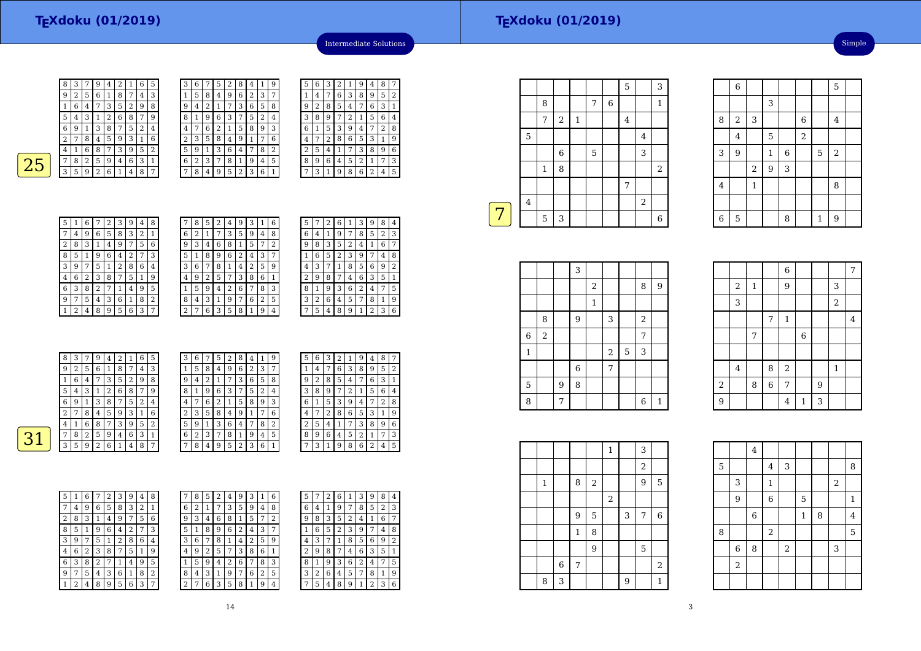Intermediate Solutions

## 25

| 8 | 3 | 7 | 9 | 4 | 2 | 1 | 6 | 5 |
|---|---|---|---|---|---|---|---|---|
| 9 | 2 | 5 | 6 | 1 | 8 | 7 | 4 | 3 |
| 1 | 6 | 4 | 7 | 3 | 5 | 2 | 9 | 8 |
| 5 | 4 | 3 | 1 | 2 | 6 | 8 | 7 | 9 |
| 6 | 9 | 1 | 3 | 8 | 7 | 5 | 2 | 4 |
| 2 | 7 | 8 | 4 | 5 | 9 | 3 | 1 | 6 |
| 4 | 1 | 6 | 8 | 7 | 3 | 9 | 5 | 2 |
| 7 | 8 | 2 | 5 | 9 | 4 | 6 | 3 | 1 |
| 3 | 5 | 9 | 2 | 6 | 1 | 4 | 8 | 7 |

| 3 | 6 | 7 | 5 | 2 | 8 | 4 | 1 | 9 |
|---|---|---|---|---|---|---|---|---|
| 1 | 5 | 8 | 4 | 9 | 6 | 2 | 3 | 7 |
| 9 | 4 | 2 | 1 | 7 | 3 | 6 | 5 | 8 |
| 8 | 1 | 9 | 6 | 3 | 7 | 5 | 2 | 4 |
| 4 | 7 | 6 | 2 | 1 | 5 | 8 | 9 | 3 |
| 2 | 3 | 5 | 8 | 4 | 9 | 1 | 7 | 6 |
| 5 | 9 | 1 | 3 | 6 | 4 | 7 | 8 | 2 |
| 6 | 2 | 3 | 7 | 8 | 1 | 9 | 4 | 5 |
| 7 | 8 | 4 | 9 | 5 | 2 | 3 | 6 | 1 |

| 5 | 6 | 3 | 2 | 1 | 9 | 4 | 8 | 7 |
|---|---|---|---|---|---|---|---|---|
| 1 | 4 | 7 | 6 | 3 | 8 | 9 | 5 | 2 |
| 9 | 2 | 8 | 5 | 4 | 7 | 6 | 3 | 1 |
| 3 | 8 | 9 | 7 | 2 | 1 | 5 | 6 | 4 |
| 6 | 1 | 5 | 3 | 9 | 4 | 7 | 2 | 8 |
| 4 | 7 | 2 | 8 | 6 | 5 | 3 | 1 | 9 |
| 2 | 5 | 4 | 1 | 7 | 3 | 8 | 9 | 6 |
| 8 | 9 | 6 | 4 | 5 | 2 | 1 | 7 | 3 |
| 7 | 3 | 1 | 9 | 8 | 6 | 2 | 4 | 5 |

| 5 | 1 | 6 | 7 | 2 | 3 | 9 | 4 | 8 |
|---|---|---|---|---|---|---|---|---|
| 7 | 4 | 9 | 6 | 5 | 8 | 3 | 2 | 1 |
| 2 | 8 | 3 | 1 | 4 | 9 | 7 | 5 | 6 |
| 8 | 5 | 1 | 9 | 6 | 4 | 2 | 7 | 3 |
| 3 | 9 | 7 | 5 | 1 | 2 | 8 | 6 | 4 |
| 4 | 6 | 2 | 3 | 8 | 7 | 5 | 1 | 9 |
| 6 | 3 | 8 | 2 | 7 | 1 | 4 | 9 | 5 |
| 9 | 7 | 5 | 4 | 3 | 6 | 1 | 8 | 2 |
| 1 | 2 | 4 | 8 | 9 | 5 | 6 | 3 | 7 |

| 7 | 8 | 5 | 2 | 4 | 9 | 3 | 1 | 6 |
|---|---|---|---|---|---|---|---|---|
| 6 | 2 | 1 | 7 | 3 | 5 | 9 | 4 | 8 |
| 9 | 3 | 4 | 6 | 8 | 1 | 5 | 7 | 2 |
| 5 | 1 | 8 | 9 | 6 | 2 | 4 | 3 | 7 |
| 3 | 6 | 7 | 8 | 1 | 4 | 2 | 5 | 9 |
| 4 | 9 | 2 | 5 | 7 | 3 | 8 | 6 | 1 |
| 1 | 5 | 9 | 4 | 2 | 6 | 7 | 8 | 3 |
| 8 | 4 | 3 | 1 | 9 | 7 | 6 | 2 | 5 |
| 2 | 7 | 6 | 3 | 5 | 8 | 1 | 9 | 4 |

| 5 | 7 | 2 | 6 | 1 | 3 | 9 | 8 | 4 |
|---|---|---|---|---|---|---|---|---|
| 6 | 4 | 1 | 9 | 7 | 8 | 5 | 2 | 3 |
| 9 | 8 | 3 | 5 | 2 | 4 | 1 | 6 | 7 |
| 1 | 6 | 5 | 2 | 3 | 9 | 7 | 4 | 8 |
| 4 | 3 | 7 | 1 | 8 | 5 | 6 | 9 | 2 |
| 2 | 9 | 8 | 7 | 4 | 6 | 3 | 5 | 1 |
| 8 | 1 | 9 | 3 | 6 | 2 | 4 | 7 | 5 |
| 3 | 2 | 6 | 4 | 5 | 7 | 8 | 1 | 9 |
| 7 | 5 | 4 | 8 | 9 | 1 | 2 | 3 | 6 |

## 31

| 8 | 3 | 7 | 9 | 4 | 2 | 1 | 6 | 5 |
|---|---|---|---|---|---|---|---|---|
| 9 | 2 | 5 | 6 | 1 | 8 | 7 | 4 | 3 |
| 1 | 6 | 4 | 7 | 3 | 5 | 2 | 9 | 8 |
| 5 | 4 | 3 | 1 | 2 | 6 | 8 | 7 | 9 |
| 6 | 9 | 1 | 3 | 8 | 7 | 5 | 2 | 4 |
| 2 | 7 | 8 | 4 | 5 | 9 | 3 | 1 | 6 |
| 4 | 1 | 6 | 8 | 7 | 3 | 9 | 5 | 2 |
| 7 | 8 | 2 | 5 | 9 | 4 | 6 | 3 | 1 |
| 3 | 5 | 9 | 2 | 6 | 1 | 4 | 8 | 7 |

| 3 | 6 | 7 | 5 | 2 | 8 | 4 | 1 | 9 |
|---|---|---|---|---|---|---|---|---|
| 1 | 5 | 8 | 4 | 9 | 6 | 2 | 3 | 7 |
| 9 | 4 | 2 | 1 | 7 | 3 | 6 | 5 | 8 |
| 8 | 1 | 9 | 6 | 3 | 7 | 5 | 2 | 4 |
| 4 | 7 | 6 | 2 | 1 | 5 | 8 | 9 | 3 |
| 2 | 3 | 5 | 8 | 4 | 9 | 1 | 7 | 6 |
| 5 | 9 | 1 | 3 | 6 | 4 | 7 | 8 | 2 |
| 6 | 2 | 3 | 7 | 8 | 1 | 9 | 4 | 5 |
| 7 | 8 | 4 | 9 | 5 | 2 | 3 | 6 | 1 |

| 5 | 6 | 3 | 2 | 1 | 9 | 4 | 8 | 7 |
|---|---|---|---|---|---|---|---|---|
| 1 | 4 | 7 | 6 | 3 | 8 | 9 | 5 | 2 |
| 9 | 2 | 8 | 5 | 4 | 7 | 6 | 3 | 1 |
| 3 | 8 | 9 | 7 | 2 | 1 | 5 | 6 | 4 |
| 6 | 1 | 5 | 3 | 9 | 4 | 7 | 2 | 8 |
| 4 | 7 | 2 | 8 | 6 | 5 | 3 | 1 | 9 |
| 2 | 5 | 4 | 1 | 7 | 3 | 8 | 9 | 6 |
| 8 | 9 | 6 | 4 | 5 | 2 | 1 | 7 | 3 |
| 7 | 3 | 1 | 9 | 8 | 6 | 2 | 4 | 5 |

| 5 | 1 | 6 | 7 | 2 | 3 | 9 | 4 | 8 |
|---|---|---|---|---|---|---|---|---|
| 7 | 4 | 9 | 6 | 5 | 8 | 3 | 2 | 1 |
| 2 | 8 | 3 | 1 | 4 | 9 | 7 | 5 | 6 |
| 8 | 5 | 1 | 9 | 6 | 4 | 2 | 7 | 3 |
| 3 | 9 | 7 | 5 | 1 | 2 | 8 | 6 | 4 |
| 4 | 6 | 2 | 3 | 8 | 7 | 5 | 1 | 9 |
| 6 | 3 | 8 | 2 | 7 | 1 | 4 | 9 | 5 |
| 9 | 7 | 5 | 4 | 3 | 6 | 1 | 8 | 2 |
| 1 | 2 | 4 | 8 | 9 | 5 | 6 | 3 | 7 |

| 7 | 8 | 5 | 2 | 4 | 9 | 3 | 1 | 6 |
|---|---|---|---|---|---|---|---|---|
| 6 | 2 | 1 | 7 | 3 | 5 | 9 | 4 | 8 |
| 9 | 3 | 4 | 6 | 8 | 1 | 5 | 7 | 2 |
| 5 | 1 | 8 | 9 | 6 | 2 | 4 | 3 | 7 |
| 3 | 6 | 7 | 8 | 1 | 4 | 2 | 5 | 9 |
| 4 | 9 | 2 | 5 | 7 | 3 | 8 | 6 | 1 |
| 1 | 5 | 9 | 4 | 2 | 6 | 7 | 8 | 3 |
| 8 | 4 | 3 | 1 | 9 | 7 | 6 | 2 | 5 |
| 2 | 7 | 6 | 3 | 5 | 8 | 1 | 9 | 4 |

| 5 | 7 | 2 | 6 | 1 | 3 | 9 | 8 | 4 |
|---|---|---|---|---|---|---|---|---|
| 6 | 4 | 1 | 9 | 7 | 8 | 5 | 2 | 3 |
| 9 | 8 | 3 | 5 | 2 | 4 | 1 | 6 | 7 |
| 1 | 6 | 5 | 2 | 3 | 9 | 7 | 4 | 8 |
| 4 | 3 | 7 | 1 | 8 | 5 | 6 | 9 | 2 |
| 2 | 9 | 8 | 7 | 4 | 6 | 3 | 5 | 1 |
| 8 | 1 | 9 | 3 | 6 | 2 | 4 | 7 | 5 |
| 3 | 2 | 6 | 4 | 5 | 7 | 8 | 1 | 9 |
| 7 | 5 | 4 | 8 | 9 | 1 | 2 | 3 | 6 |

Simple

## 7

|  |  |  |  |  |  | 5 |  | 3 |
|---|---|---|---|---|---|---|---|---|
|  | 8 |  |  | 7 | 6 |  |  | 1 |
|  | 7 | 2 | 1 |  |  | 4 |  |  |
| 5 |  |  |  |  |  |  | 4 |  |
|  |  | 6 |  | 5 |  |  | 3 |  |
|  | 1 | 8 |  |  |  |  |  | 2 |
|  |  |  |  |  |  | 7 |  |  |
| 4 |  |  |  |  |  |  | 2 |  |
|  | 5 | 3 |  |  |  |  |  | 6 |

|  | 6 |  |  |  |  |  | 5 |  |
|---|---|---|---|---|---|---|---|---|
|  |  |  | 3 |  |  |  |  |  |
| 8 | 2 | 3 |  |  | 6 |  | 4 |  |
|  | 4 |  | 5 |  | 2 |  |  |  |
| 3 | 9 |  | 1 | 6 |  | 5 | 2 |  |
|  |  | 2 | 9 | 3 |  |  |  |  |
| 4 |  | 1 |  |  |  |  | 8 |  |
|  |  |  |  |  |  |  |  |  |
| 6 | 5 |  |  | 8 |  | 1 | 9 |  |

|  |  |  | 3 |  |  |  |  |  |
|---|---|---|---|---|---|---|---|---|
|  |  |  |  | 2 |  |  | 8 | 9 |
|  |  |  |  | 1 |  |  |  |  |
|  | 8 |  | 9 |  | 3 |  | 2 |  |
| 6 | 2 |  |  |  |  |  | 7 |  |
| 1 |  |  |  |  | 2 | 5 | 3 |  |
|  |  |  | 6 |  | 7 |  |  |  |
| 5 |  | 9 | 8 |  |  |  |  |  |
| 8 |  | 7 |  |  |  |  | 6 | 1 |

|  |  |  |  | 6 |  |  |  | 7 |
|---|---|---|---|---|---|---|---|---|
|  | 2 | 1 |  | 9 |  |  | 3 |  |
|  | 3 |  |  |  |  |  | 2 |  |
|  |  |  | 7 | 1 |  |  |  | 4 |
|  |  | 7 |  |  | 6 |  |  |  |
|  |  |  |  |  |  |  |  |  |
|  | 4 |  | 8 | 2 |  |  | 1 |  |
| 2 |  | 8 | 6 | 7 |  | 9 |  |  |
| 9 |  |  |  | 4 | 1 | 3 |  |  |

|  |  |  |  |  | 1 |  | 3 |  |
|---|---|---|---|---|---|---|---|---|
|  |  |  |  |  |  |  | 2 |  |
|  | 1 |  | 8 | 2 |  |  | 9 | 5 |
|  |  |  |  |  | 2 |  |  |  |
|  |  |  | 9 | 5 |  | 3 | 7 | 6 |
|  |  |  | 1 | 8 |  |  |  |  |
|  |  |  |  | 9 |  |  | 5 |  |
|  |  | 6 | 7 |  |  |  |  | 2 |
|  | 8 | 3 |  |  |  | 9 |  | 1 |

|  |  | 4 |  |  |  |  |  |  |
|---|---|---|---|---|---|---|---|---|
| 5 |  |  | 4 | 3 |  |  |  | 8 |
|  | 3 |  | 1 |  |  |  | 2 |  |
|  | 9 |  | 6 |  | 5 |  |  | 1 |
|  |  | 6 |  |  | 1 | 8 |  | 4 |
| 8 |  |  | 2 |  |  |  |  | 5 |
|  | 6 | 8 |  | 2 |  |  | 3 |  |
|  | 2 |  |  |  |  |  |  |  |
|  |  |  |  |  |  |  |  |  |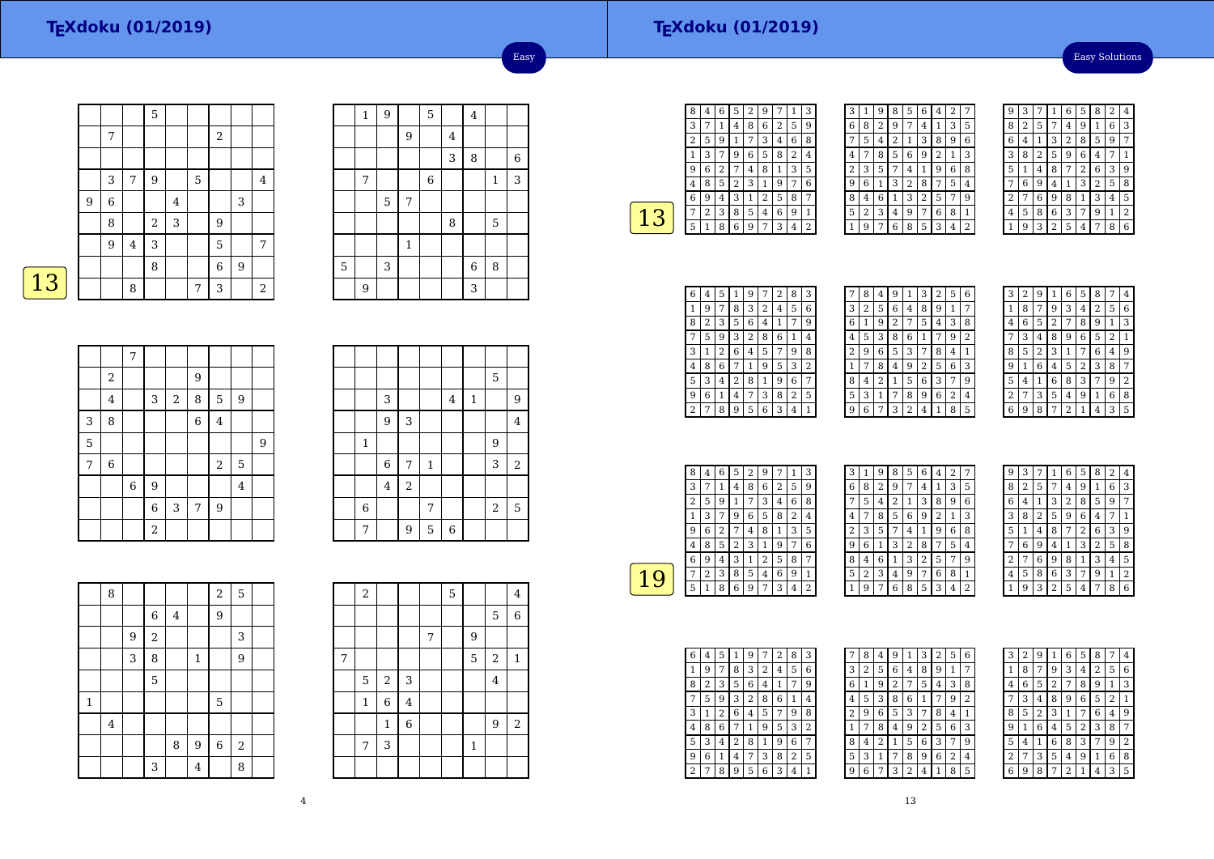Easy

## 13

| | | | 5 | | | | | |
|---|---|---|---|---|---|---|---|---|
| | 7 | | | | | 2 | | |
| | | | | | | | | |
| | 3 | 7 | 9 | | 5 | | | 4 |
| 9 | 6 | | | 4 | | | 3 | |
| | 8 | | 2 | 3 | | 9 | | |
| | 9 | 4 | 3 | | | 5 | | 7 |
| | | | 8 | | | 6 | 9 | |
| | | 8 | | | 7 | 3 | | 2 |

| | 1 | 9 | | 5 | | 4 | | |
|---|---|---|---|---|---|---|---|---|
| | | | 9 | | 4 | | | |
| | | | | | 3 | 8 | | 6 |
| | 7 | | | 6 | | | 1 | 3 |
| | | 5 | 7 | | | | | |
| | | | | | 8 | | 5 | |
| | | | 1 | | | | | |
| 5 | | 3 | | | | 6 | 8 | |
| | 9 | | | | | 3 | | |

| | | 7 | | | | | | |
|---|---|---|---|---|---|---|---|---|
| | 2 | | | | 9 | | | |
| | 4 | | 3 | 2 | 8 | 5 | 9 | |
| 3 | 8 | | | | 6 | 4 | | |
| 5 | | | | | | | | 9 |
| 7 | 6 | | | | | 2 | 5 | |
| | | 6 | 9 | | | | 4 | |
| | | | 6 | 3 | 7 | 9 | | |
| | | | 2 | | | | | |

| | | | | | | | | |
|---|---|---|---|---|---|---|---|---|
| | | | | | | | 5 | |
| | | 3 | | | 4 | 1 | | 9 |
| | | 9 | 3 | | | | | 4 |
| | 1 | | | | | | 9 | |
| | | 6 | 7 | 1 | | | 3 | 2 |
| | | 4 | 2 | | | | | |
| | 6 | | | 7 | | | 2 | 5 |
| | 7 | | 9 | 5 | 6 | | | |

| | 8 | | | | | 2 | 5 | |
|---|---|---|---|---|---|---|---|---|
| | | | 6 | 4 | | 9 | | |
| | | 9 | 2 | | | | 3 | |
| | | 3 | 8 | | 1 | | 9 | |
| | | | 5 | | | | | |
| 1 | | | | | | 5 | | |
| | 4 | | | | | | | |
| | | | | 8 | 9 | 6 | 2 | |
| | | | 3 | | 4 | | 8 | |

| | 2 | | | | 5 | | | 4 |
|---|---|---|---|---|---|---|---|---|
| | | | | | | | 5 | 6 |
| | | | | 7 | | 9 | | |
| 7 | | | | | | 5 | 2 | 1 |
| | 5 | 2 | 3 | | | | 4 | |
| | 1 | 6 | 4 | | | | | |
| | | 1 | 6 | | | | 9 | 2 |
| | 7 | 3 | | | | 1 | | |
| | | | | | | | | |

Easy Solutions

## 13

| 8 | 4 | 6 | 5 | 2 | 9 | 7 | 1 | 3 |
|---|---|---|---|---|---|---|---|---|
| 3 | 7 | 1 | 4 | 8 | 6 | 2 | 5 | 9 |
| 2 | 5 | 9 | 1 | 7 | 3 | 4 | 6 | 8 |
| 1 | 3 | 7 | 9 | 6 | 5 | 8 | 2 | 4 |
| 9 | 6 | 2 | 7 | 4 | 8 | 1 | 3 | 5 |
| 4 | 8 | 5 | 2 | 3 | 1 | 9 | 7 | 6 |
| 6 | 9 | 4 | 3 | 1 | 2 | 5 | 8 | 7 |
| 7 | 2 | 3 | 8 | 5 | 4 | 6 | 9 | 1 |
| 5 | 1 | 8 | 6 | 9 | 7 | 3 | 4 | 2 |

| 3 | 1 | 9 | 8 | 5 | 6 | 4 | 2 | 7 |
|---|---|---|---|---|---|---|---|---|
| 6 | 8 | 2 | 9 | 7 | 4 | 1 | 3 | 5 |
| 7 | 5 | 4 | 2 | 1 | 3 | 8 | 9 | 6 |
| 4 | 7 | 8 | 5 | 6 | 9 | 2 | 1 | 3 |
| 2 | 3 | 5 | 7 | 4 | 1 | 9 | 6 | 8 |
| 9 | 6 | 1 | 3 | 2 | 8 | 7 | 5 | 4 |
| 8 | 4 | 6 | 1 | 3 | 2 | 5 | 7 | 9 |
| 5 | 2 | 3 | 4 | 9 | 7 | 6 | 8 | 1 |
| 1 | 9 | 7 | 6 | 8 | 5 | 3 | 4 | 2 |

| 9 | 3 | 7 | 1 | 6 | 5 | 8 | 2 | 4 |
|---|---|---|---|---|---|---|---|---|
| 8 | 2 | 5 | 7 | 4 | 9 | 1 | 6 | 3 |
| 6 | 4 | 1 | 3 | 2 | 8 | 5 | 9 | 7 |
| 3 | 8 | 2 | 5 | 9 | 6 | 4 | 7 | 1 |
| 5 | 1 | 4 | 8 | 7 | 2 | 6 | 3 | 9 |
| 7 | 6 | 9 | 4 | 1 | 3 | 2 | 5 | 8 |
| 2 | 7 | 6 | 9 | 8 | 1 | 3 | 4 | 5 |
| 4 | 5 | 8 | 6 | 3 | 7 | 9 | 1 | 2 |
| 1 | 9 | 3 | 2 | 5 | 4 | 7 | 8 | 6 |

| 6 | 4 | 5 | 1 | 9 | 7 | 2 | 8 | 3 |
|---|---|---|---|---|---|---|---|---|
| 1 | 9 | 7 | 8 | 3 | 2 | 4 | 5 | 6 |
| 8 | 2 | 3 | 5 | 6 | 4 | 1 | 7 | 9 |
| 7 | 5 | 9 | 3 | 2 | 8 | 6 | 1 | 4 |
| 3 | 1 | 2 | 6 | 4 | 5 | 7 | 9 | 8 |
| 4 | 8 | 6 | 7 | 1 | 9 | 5 | 3 | 2 |
| 5 | 3 | 4 | 2 | 8 | 1 | 9 | 6 | 7 |
| 9 | 6 | 1 | 4 | 7 | 3 | 8 | 2 | 5 |
| 2 | 7 | 8 | 9 | 5 | 6 | 3 | 4 | 1 |

| 7 | 8 | 4 | 9 | 1 | 3 | 2 | 5 | 6 |
|---|---|---|---|---|---|---|---|---|
| 3 | 2 | 5 | 6 | 4 | 8 | 9 | 1 | 7 |
| 6 | 1 | 9 | 2 | 7 | 5 | 4 | 3 | 8 |
| 4 | 5 | 3 | 8 | 6 | 1 | 7 | 9 | 2 |
| 2 | 9 | 6 | 5 | 3 | 7 | 8 | 4 | 1 |
| 1 | 7 | 8 | 4 | 9 | 2 | 5 | 6 | 3 |
| 8 | 4 | 2 | 1 | 5 | 6 | 3 | 7 | 9 |
| 5 | 3 | 1 | 7 | 8 | 9 | 6 | 2 | 4 |
| 9 | 6 | 7 | 3 | 2 | 4 | 1 | 8 | 5 |

| 3 | 2 | 9 | 1 | 6 | 5 | 8 | 7 | 4 |
|---|---|---|---|---|---|---|---|---|
| 1 | 8 | 7 | 9 | 3 | 4 | 2 | 5 | 6 |
| 4 | 6 | 5 | 2 | 7 | 8 | 9 | 1 | 3 |
| 7 | 3 | 4 | 8 | 9 | 6 | 5 | 2 | 1 |
| 8 | 5 | 2 | 3 | 1 | 7 | 6 | 4 | 9 |
| 9 | 1 | 6 | 4 | 5 | 2 | 3 | 8 | 7 |
| 5 | 4 | 1 | 6 | 8 | 3 | 7 | 9 | 2 |
| 2 | 7 | 3 | 5 | 4 | 9 | 1 | 6 | 8 |
| 6 | 9 | 8 | 7 | 2 | 1 | 4 | 3 | 5 |

## 19

| 8 | 4 | 6 | 5 | 2 | 9 | 7 | 1 | 3 |
|---|---|---|---|---|---|---|---|---|
| 3 | 7 | 1 | 4 | 8 | 6 | 2 | 5 | 9 |
| 2 | 5 | 9 | 1 | 7 | 3 | 4 | 6 | 8 |
| 1 | 3 | 7 | 9 | 6 | 5 | 8 | 2 | 4 |
| 9 | 6 | 2 | 7 | 4 | 8 | 1 | 3 | 5 |
| 4 | 8 | 5 | 2 | 3 | 1 | 9 | 7 | 6 |
| 6 | 9 | 4 | 3 | 1 | 2 | 5 | 8 | 7 |
| 7 | 2 | 3 | 8 | 5 | 4 | 6 | 9 | 1 |
| 5 | 1 | 8 | 6 | 9 | 7 | 3 | 4 | 2 |

| 3 | 1 | 9 | 8 | 5 | 6 | 4 | 2 | 7 |
|---|---|---|---|---|---|---|---|---|
| 6 | 8 | 2 | 9 | 7 | 4 | 1 | 3 | 5 |
| 7 | 5 | 4 | 2 | 1 | 3 | 8 | 9 | 6 |
| 4 | 7 | 8 | 5 | 6 | 9 | 2 | 1 | 3 |
| 2 | 3 | 5 | 7 | 4 | 1 | 9 | 6 | 8 |
| 9 | 6 | 1 | 3 | 2 | 8 | 7 | 5 | 4 |
| 8 | 4 | 6 | 1 | 3 | 2 | 5 | 7 | 9 |
| 5 | 2 | 3 | 4 | 9 | 7 | 6 | 8 | 1 |
| 1 | 9 | 7 | 6 | 8 | 5 | 3 | 4 | 2 |

| 9 | 3 | 7 | 1 | 6 | 5 | 8 | 2 | 4 |
|---|---|---|---|---|---|---|---|---|
| 8 | 2 | 5 | 7 | 4 | 9 | 1 | 6 | 3 |
| 6 | 4 | 1 | 3 | 2 | 8 | 5 | 9 | 7 |
| 3 | 8 | 2 | 5 | 9 | 6 | 4 | 7 | 1 |
| 5 | 1 | 4 | 8 | 7 | 2 | 6 | 3 | 9 |
| 7 | 6 | 9 | 4 | 1 | 3 | 2 | 5 | 8 |
| 2 | 7 | 6 | 9 | 8 | 1 | 3 | 4 | 5 |
| 4 | 5 | 8 | 6 | 3 | 7 | 9 | 1 | 2 |
| 1 | 9 | 3 | 2 | 5 | 4 | 7 | 8 | 6 |

| 6 | 4 | 5 | 1 | 9 | 7 | 2 | 8 | 3 |
|---|---|---|---|---|---|---|---|---|
| 1 | 9 | 7 | 8 | 3 | 2 | 4 | 5 | 6 |
| 8 | 2 | 3 | 5 | 6 | 4 | 1 | 7 | 9 |
| 7 | 5 | 9 | 3 | 2 | 8 | 6 | 1 | 4 |
| 3 | 1 | 2 | 6 | 4 | 5 | 7 | 9 | 8 |
| 4 | 8 | 6 | 7 | 1 | 9 | 5 | 3 | 2 |
| 5 | 3 | 4 | 2 | 8 | 1 | 9 | 6 | 7 |
| 9 | 6 | 1 | 4 | 7 | 3 | 8 | 2 | 5 |
| 2 | 7 | 8 | 9 | 5 | 6 | 3 | 4 | 1 |

| 7 | 8 | 4 | 9 | 1 | 3 | 2 | 5 | 6 |
|---|---|---|---|---|---|---|---|---|
| 3 | 2 | 5 | 6 | 4 | 8 | 9 | 1 | 7 |
| 6 | 1 | 9 | 2 | 7 | 5 | 4 | 3 | 8 |
| 4 | 5 | 3 | 8 | 6 | 1 | 7 | 9 | 2 |
| 2 | 9 | 6 | 5 | 3 | 7 | 8 | 4 | 1 |
| 1 | 7 | 8 | 4 | 9 | 2 | 5 | 6 | 3 |
| 8 | 4 | 2 | 1 | 5 | 6 | 3 | 7 | 9 |
| 5 | 3 | 1 | 7 | 8 | 9 | 6 | 2 | 4 |
| 9 | 6 | 7 | 3 | 2 | 4 | 1 | 8 | 5 |

| 3 | 2 | 9 | 1 | 6 | 5 | 8 | 7 | 4 |
|---|---|---|---|---|---|---|---|---|
| 1 | 8 | 7 | 9 | 3 | 4 | 2 | 5 | 6 |
| 4 | 6 | 5 | 2 | 7 | 8 | 9 | 1 | 3 |
| 7 | 3 | 4 | 8 | 9 | 6 | 5 | 2 | 1 |
| 8 | 5 | 2 | 3 | 1 | 7 | 6 | 4 | 9 |
| 9 | 1 | 6 | 4 | 5 | 2 | 3 | 8 | 7 |
| 5 | 4 | 1 | 6 | 8 | 3 | 7 | 9 | 2 |
| 2 | 7 | 3 | 5 | 4 | 9 | 1 | 6 | 8 |
| 6 | 9 | 8 | 7 | 2 | 1 | 4 | 3 | 5 |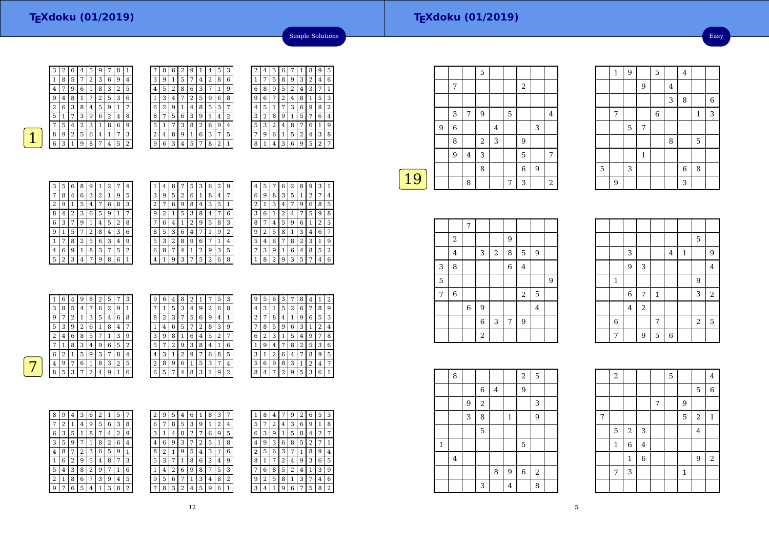Simple Solutions

**1**

| 3 | 2 | 6 | 4 | 5 | 9 | 7 | 8 | 1 |
|---|---|---|---|---|---|---|---|---|
| 1 | 8 | 5 | 7 | 2 | 3 | 6 | 9 | 4 |
| 4 | 7 | 9 | 6 | 1 | 8 | 3 | 2 | 5 |
| 9 | 4 | 8 | 1 | 7 | 2 | 5 | 3 | 6 |
| 2 | 6 | 3 | 8 | 4 | 5 | 9 | 1 | 7 |
| 5 | 1 | 7 | 3 | 9 | 6 | 2 | 4 | 8 |
| 7 | 5 | 4 | 2 | 3 | 1 | 8 | 6 | 9 |
| 8 | 9 | 2 | 5 | 6 | 4 | 1 | 7 | 3 |
| 6 | 3 | 1 | 9 | 8 | 7 | 4 | 5 | 2 |

| 7 | 8 | 6 | 2 | 9 | 1 | 4 | 5 | 3 |
|---|---|---|---|---|---|---|---|---|
| 3 | 9 | 1 | 5 | 7 | 4 | 2 | 8 | 6 |
| 4 | 5 | 2 | 8 | 6 | 3 | 7 | 1 | 9 |
| 1 | 3 | 4 | 7 | 2 | 5 | 9 | 6 | 8 |
| 6 | 2 | 9 | 1 | 4 | 8 | 5 | 3 | 7 |
| 8 | 7 | 5 | 6 | 3 | 9 | 1 | 4 | 2 |
| 5 | 1 | 7 | 3 | 8 | 2 | 6 | 9 | 4 |
| 2 | 4 | 8 | 9 | 1 | 6 | 3 | 7 | 5 |
| 9 | 6 | 3 | 4 | 5 | 7 | 8 | 2 | 1 |

| 2 | 4 | 3 | 6 | 7 | 1 | 8 | 9 | 5 |
|---|---|---|---|---|---|---|---|---|
| 1 | 7 | 5 | 8 | 9 | 3 | 2 | 4 | 6 |
| 6 | 8 | 9 | 5 | 2 | 4 | 3 | 7 | 1 |
| 9 | 6 | 7 | 2 | 4 | 8 | 1 | 5 | 3 |
| 4 | 5 | 1 | 7 | 3 | 6 | 9 | 8 | 2 |
| 3 | 2 | 8 | 9 | 1 | 5 | 7 | 6 | 4 |
| 5 | 3 | 2 | 4 | 8 | 7 | 6 | 1 | 9 |
| 7 | 9 | 6 | 1 | 5 | 2 | 4 | 3 | 8 |
| 8 | 1 | 4 | 3 | 6 | 9 | 5 | 2 | 7 |

| 3 | 5 | 6 | 8 | 9 | 1 | 2 | 7 | 4 |
|---|---|---|---|---|---|---|---|---|
| 7 | 8 | 4 | 6 | 3 | 2 | 1 | 9 | 5 |
| 2 | 9 | 1 | 5 | 4 | 7 | 6 | 8 | 3 |
| 8 | 4 | 2 | 3 | 6 | 5 | 9 | 1 | 7 |
| 6 | 3 | 7 | 9 | 1 | 4 | 5 | 2 | 8 |
| 9 | 1 | 5 | 7 | 2 | 8 | 4 | 3 | 6 |
| 1 | 7 | 8 | 2 | 5 | 6 | 3 | 4 | 9 |
| 4 | 6 | 9 | 1 | 8 | 3 | 7 | 5 | 2 |
| 5 | 2 | 3 | 4 | 7 | 9 | 8 | 6 | 1 |

| 1 | 4 | 8 | 7 | 5 | 3 | 6 | 2 | 9 |
|---|---|---|---|---|---|---|---|---|
| 3 | 9 | 5 | 2 | 6 | 1 | 8 | 4 | 7 |
| 2 | 7 | 6 | 9 | 8 | 4 | 3 | 5 | 1 |
| 9 | 2 | 1 | 5 | 3 | 8 | 4 | 7 | 6 |
| 7 | 6 | 4 | 1 | 2 | 9 | 5 | 8 | 3 |
| 8 | 5 | 3 | 6 | 4 | 7 | 1 | 9 | 2 |
| 5 | 3 | 2 | 8 | 9 | 6 | 7 | 1 | 4 |
| 6 | 8 | 7 | 4 | 1 | 2 | 9 | 3 | 5 |
| 4 | 1 | 9 | 3 | 7 | 5 | 2 | 6 | 8 |

| 4 | 5 | 7 | 6 | 2 | 8 | 9 | 3 | 1 |
|---|---|---|---|---|---|---|---|---|
| 6 | 9 | 8 | 3 | 5 | 1 | 2 | 7 | 4 |
| 2 | 1 | 3 | 4 | 7 | 9 | 6 | 8 | 5 |
| 3 | 6 | 1 | 2 | 4 | 7 | 5 | 9 | 8 |
| 8 | 7 | 4 | 5 | 9 | 6 | 1 | 2 | 3 |
| 9 | 2 | 5 | 8 | 1 | 3 | 4 | 6 | 7 |
| 5 | 4 | 6 | 7 | 8 | 2 | 3 | 1 | 9 |
| 7 | 3 | 9 | 1 | 6 | 4 | 8 | 5 | 2 |
| 1 | 8 | 2 | 9 | 3 | 5 | 7 | 4 | 6 |

**7**

| 1 | 6 | 4 | 9 | 8 | 2 | 5 | 7 | 3 |
|---|---|---|---|---|---|---|---|---|
| 3 | 8 | 5 | 4 | 7 | 6 | 2 | 9 | 1 |
| 9 | 7 | 2 | 1 | 3 | 5 | 4 | 6 | 8 |
| 5 | 3 | 9 | 2 | 6 | 1 | 8 | 4 | 7 |
| 2 | 4 | 6 | 8 | 5 | 7 | 1 | 3 | 9 |
| 7 | 1 | 8 | 3 | 4 | 9 | 6 | 5 | 2 |
| 6 | 2 | 1 | 5 | 9 | 3 | 7 | 8 | 4 |
| 4 | 9 | 7 | 6 | 1 | 8 | 3 | 2 | 5 |
| 8 | 5 | 3 | 7 | 2 | 4 | 9 | 1 | 6 |

| 9 | 6 | 4 | 8 | 2 | 1 | 7 | 5 | 3 |
|---|---|---|---|---|---|---|---|---|
| 7 | 1 | 5 | 3 | 4 | 9 | 2 | 6 | 8 |
| 8 | 2 | 3 | 7 | 5 | 6 | 9 | 4 | 1 |
| 1 | 4 | 6 | 5 | 7 | 2 | 8 | 3 | 9 |
| 3 | 9 | 8 | 1 | 6 | 4 | 5 | 2 | 7 |
| 5 | 7 | 2 | 9 | 3 | 8 | 4 | 1 | 6 |
| 4 | 3 | 1 | 2 | 9 | 7 | 6 | 8 | 5 |
| 2 | 8 | 9 | 6 | 1 | 5 | 3 | 7 | 4 |
| 6 | 5 | 7 | 4 | 8 | 3 | 1 | 9 | 2 |

| 9 | 5 | 6 | 3 | 7 | 8 | 4 | 1 | 2 |
|---|---|---|---|---|---|---|---|---|
| 4 | 3 | 1 | 5 | 2 | 6 | 7 | 8 | 9 |
| 2 | 7 | 8 | 4 | 1 | 9 | 6 | 5 | 3 |
| 7 | 8 | 5 | 9 | 6 | 3 | 1 | 2 | 4 |
| 6 | 2 | 3 | 1 | 5 | 4 | 9 | 7 | 8 |
| 1 | 9 | 4 | 7 | 8 | 2 | 5 | 3 | 6 |
| 3 | 1 | 2 | 6 | 4 | 7 | 8 | 9 | 5 |
| 5 | 6 | 9 | 8 | 3 | 1 | 2 | 4 | 7 |
| 8 | 4 | 7 | 2 | 9 | 5 | 3 | 6 | 1 |

| 8 | 9 | 4 | 3 | 6 | 2 | 1 | 5 | 7 |
|---|---|---|---|---|---|---|---|---|
| 7 | 2 | 1 | 4 | 9 | 5 | 6 | 3 | 8 |
| 6 | 3 | 5 | 1 | 8 | 7 | 4 | 2 | 9 |
| 3 | 5 | 9 | 7 | 1 | 8 | 2 | 6 | 4 |
| 4 | 8 | 7 | 2 | 3 | 6 | 5 | 9 | 1 |
| 1 | 6 | 2 | 9 | 5 | 4 | 8 | 7 | 3 |
| 5 | 4 | 3 | 8 | 2 | 9 | 7 | 1 | 6 |
| 2 | 1 | 8 | 6 | 7 | 3 | 9 | 4 | 5 |
| 9 | 7 | 6 | 5 | 4 | 1 | 3 | 8 | 2 |

| 2 | 9 | 5 | 4 | 6 | 1 | 8 | 3 | 7 |
|---|---|---|---|---|---|---|---|---|
| 6 | 7 | 8 | 5 | 3 | 9 | 1 | 2 | 4 |
| 3 | 1 | 4 | 8 | 2 | 7 | 6 | 9 | 5 |
| 4 | 6 | 9 | 3 | 7 | 2 | 5 | 1 | 8 |
| 8 | 2 | 1 | 9 | 5 | 4 | 3 | 7 | 6 |
| 5 | 3 | 7 | 1 | 8 | 6 | 2 | 4 | 9 |
| 1 | 4 | 2 | 6 | 9 | 8 | 7 | 5 | 3 |
| 9 | 5 | 6 | 7 | 1 | 3 | 4 | 8 | 2 |
| 7 | 8 | 3 | 2 | 4 | 5 | 9 | 6 | 1 |

| 1 | 8 | 4 | 7 | 9 | 2 | 6 | 5 | 3 |
|---|---|---|---|---|---|---|---|---|
| 5 | 7 | 2 | 4 | 3 | 6 | 9 | 1 | 8 |
| 6 | 3 | 9 | 1 | 5 | 8 | 4 | 2 | 7 |
| 4 | 9 | 3 | 6 | 8 | 5 | 2 | 7 | 1 |
| 2 | 5 | 6 | 3 | 7 | 1 | 8 | 9 | 4 |
| 8 | 1 | 7 | 2 | 4 | 9 | 3 | 6 | 5 |
| 7 | 6 | 8 | 5 | 2 | 4 | 1 | 3 | 9 |
| 9 | 2 | 5 | 8 | 1 | 3 | 7 | 4 | 6 |
| 3 | 4 | 1 | 9 | 6 | 7 | 5 | 8 | 2 |

Easy

**19**

|   |   |   | 5 |   |   |   |   |   |
|---|---|---|---|---|---|---|---|---|
|   | 7 |   |   |   |   | 2 |   |   |
|   |   |   |   |   |   |   |   |   |
|   | 3 | 7 | 9 |   | 5 |   |   | 4 |
| 9 | 6 |   |   | 4 |   |   | 3 |   |
|   | 8 |   | 2 | 3 |   | 9 |   |   |
|   | 9 | 4 | 3 |   |   | 5 |   | 7 |
|   |   |   | 8 |   |   | 6 | 9 |   |
|   |   | 8 |   |   | 7 | 3 |   | 2 |

|   | 1 | 9 |   | 5 |   | 4 |   |   |
|---|---|---|---|---|---|---|---|---|
|   |   |   | 9 |   | 4 |   |   |   |
|   |   |   |   |   | 3 | 8 |   | 6 |
|   | 7 |   | 6 |   |   |   | 1 | 3 |
|   |   | 5 | 7 |   |   |   |   |   |
|   |   |   |   |   | 8 |   | 5 |   |
|   |   |   | 1 |   |   |   |   |   |
| 5 |   | 3 |   |   |   | 6 | 8 |   |
|   | 9 |   |   |   |   | 3 |   |   |

|   |   | 7 |   |   |   |   |   |   |
|---|---|---|---|---|---|---|---|---|
|   | 2 |   |   |   | 9 |   |   |   |
|   | 4 |   | 3 | 2 | 8 | 5 | 9 |   |
| 3 | 8 |   |   |   | 6 | 4 |   |   |
| 5 |   |   |   |   |   |   |   | 9 |
| 7 | 6 |   |   |   |   | 2 | 5 |   |
|   |   | 6 | 9 |   |   |   | 4 |   |
|   |   |   | 6 | 3 | 7 | 9 |   |   |
|   |   |   | 2 |   |   |   |   |   |

|   |   |   |   |   |   |   |   |   |
|---|---|---|---|---|---|---|---|---|
|   |   |   |   |   |   |   | 5 |   |
|   |   | 3 |   |   | 4 | 1 |   | 9 |
|   |   | 9 | 3 |   |   |   |   | 4 |
|   | 1 |   |   |   |   |   | 9 |   |
|   |   | 6 | 7 | 1 |   |   | 3 | 2 |
|   |   | 4 | 2 |   |   |   |   |   |
|   | 6 |   |   | 7 |   |   | 2 | 5 |
|   | 7 |   | 9 | 5 | 6 |   |   |   |

|   | 8 |   |   |   |   | 2 | 5 |   |
|---|---|---|---|---|---|---|---|---|
|   |   |   | 6 | 4 |   | 9 |   |   |
|   |   | 9 | 2 |   |   |   | 3 |   |
|   |   | 3 | 8 |   | 1 |   | 9 |   |
|   |   |   | 5 |   |   |   |   |   |
| 1 |   |   |   |   |   | 5 |   |   |
|   | 4 |   |   |   |   |   |   |   |
|   |   |   |   | 8 | 9 | 6 | 2 |   |
|   |   |   | 3 |   | 4 |   | 8 |   |

|   | 2 |   |   |   | 5 |   |   | 4 |
|---|---|---|---|---|---|---|---|---|
|   |   |   |   |   |   |   | 5 | 6 |
|   |   |   |   | 7 |   | 9 |   |   |
| 7 |   |   |   |   |   | 5 | 2 | 1 |
|   | 5 | 2 | 3 |   |   |   | 4 |   |
|   | 1 | 6 | 4 |   |   |   |   |   |
|   |   | 1 | 6 |   |   |   | 9 | 2 |
|   | 7 | 3 |   |   |   | 1 |   |   |
|   |   |   |   |   |   |   |   |   |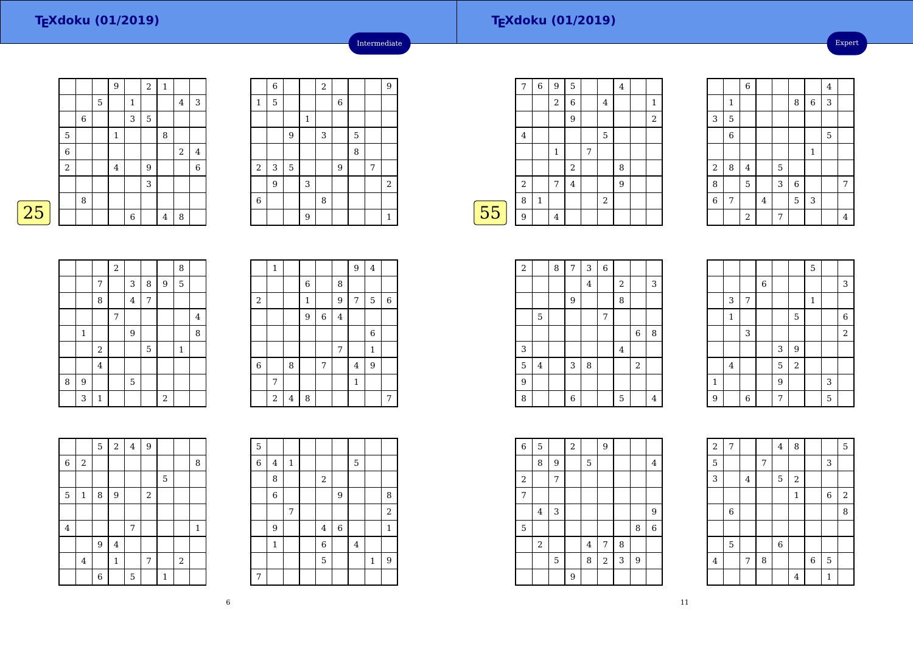## TEXdoku (01/2019)

Intermediate

25

| | | | | | | | | |
|---|---|---|---|---|---|---|---|---|
| | | | 9 | | 2 | 1 | | |
| | | 5 | | 1 | | | 4 | 3 |
| | 6 | | | 3 | 5 | | | |
| 5 | | | 1 | | | 8 | | |
| 6 | | | | | | | 2 | 4 |
| 2 | | | 4 | | 9 | | | 6 |
| | | | | | 3 | | | |
| | 8 | | | | | | | |
| | | | | 6 | | 4 | 8 | |

| | | | | | | | | |
|---|---|---|---|---|---|---|---|---|
| | 6 | | | 2 | | | | 9 |
| 1 | 5 | | | | 6 | | | |
| | | | 1 | | | | | |
| | | 9 | | 3 | | 5 | | |
| | | | | | | 8 | | |
| 2 | 3 | 5 | | | 9 | | 7 | |
| | 9 | | 3 | | | | | 2 |
| 6 | | | | 8 | | | | |
| | | | 9 | | | | | 1 |

| | | | | | | | | |
|---|---|---|---|---|---|---|---|---|
| | | | 2 | | | | 8 | |
| | | 7 | | 3 | 8 | 9 | 5 | |
| | | 8 | | 4 | 7 | | | |
| | | | 7 | | | | | 4 |
| | 1 | | | 9 | | | | 8 |
| | | 2 | | | 5 | | 1 | |
| | | 4 | | | | | | |
| 8 | 9 | | | 5 | | | | |
| | 3 | 1 | | | | 2 | | |

| | | | | | | | | |
|---|---|---|---|---|---|---|---|---|
| | 1 | | | | | 9 | 4 | |
| | | | 6 | | 8 | | | |
| 2 | | | 1 | | 9 | 7 | 5 | 6 |
| | | | 9 | 6 | 4 | | | |
| | | | | | | | 6 | |
| | | | | | 7 | | 1 | |
| 6 | | 8 | | 7 | | 4 | 9 | |
| | 7 | | | | | 1 | | |
| | 2 | 4 | 8 | | | | | 7 |

| | | | | | | | | |
|---|---|---|---|---|---|---|---|---|
| | | 5 | 2 | 4 | 9 | | | |
| 6 | 2 | | | | | | | 8 |
| | | | | | | 5 | | |
| 5 | 1 | 8 | 9 | | 2 | | | |
| | | | | | | | | |
| 4 | | | | 7 | | | | 1 |
| | | 9 | 4 | | | | | |
| | 4 | | 1 | | 7 | | 2 | |
| | | 6 | | 5 | | 1 | | |

| | | | | | | | | |
|---|---|---|---|---|---|---|---|---|
| 5 | | | | | | | | |
| 6 | 4 | 1 | | | | 5 | | |
| | 8 | | | 2 | | | | |
| | 6 | | | | 9 | | | 8 |
| | | 7 | | | | | | 2 |
| | 9 | | | 4 | 6 | | | 1 |
| | 1 | | | 6 | | 4 | | |
| | | | | 5 | | | 1 | 9 |
| 7 | | | | | | | | |

## TEXdoku (01/2019)

Expert

55

| | | | | | | | | |
|---|---|---|---|---|---|---|---|---|
| 7 | 6 | 9 | 5 | | | 4 | | |
| | | 2 | 6 | | 4 | | | 1 |
| | | | 9 | | | | | 2 |
| 4 | | | | | 5 | | | |
| | | 1 | | 7 | | | | |
| | | | 2 | | | 8 | | |
| 2 | | 7 | 4 | | | 9 | | |
| 8 | 1 | | | | 2 | | | |
| 9 | | 4 | | | | | | |

| | | | | | | | | |
|---|---|---|---|---|---|---|---|---|
| | | 6 | | | | | 4 | |
| | 1 | | | | 8 | 6 | 3 | |
| 3 | 5 | | | | | | | |
| | 6 | | | | | | 5 | |
| | | | | | | 1 | | |
| 2 | 8 | 4 | | 5 | | | | |
| 8 | | 5 | | 3 | 6 | | | 7 |
| 6 | 7 | | 4 | | 5 | 3 | | |
| | | 2 | | 7 | | | | 4 |

| | | | | | | | | |
|---|---|---|---|---|---|---|---|---|
| 2 | | 8 | 7 | 3 | 6 | | | |
| | | | | 4 | | 2 | | 3 |
| | | | 9 | | | 8 | | |
| | 5 | | | | 7 | | | |
| | | | | | | | 6 | 8 |
| 3 | | | | | | 4 | | |
| 5 | 4 | | 3 | 8 | | | 2 | |
| 9 | | | | | | | | |
| 8 | | | 6 | | | 5 | | 4 |

| | | | | | | | | |
|---|---|---|---|---|---|---|---|---|
| | | | | | | 5 | | |
| | | | 6 | | | | | 3 |
| | 3 | 7 | | | | 1 | | |
| | 1 | | | | 5 | | | 6 |
| | | 3 | | | | | | 2 |
| | | | | 3 | 9 | | | |
| | 4 | | | 5 | 2 | | | |
| 1 | | | | 9 | | | 3 | |
| 9 | | 6 | | 7 | | | 5 | |

| | | | | | | | | |
|---|---|---|---|---|---|---|---|---|
| 6 | 5 | | 2 | | 9 | | | |
| | 8 | 9 | | 5 | | | | 4 |
| 2 | | 7 | | | | | | |
| 7 | | | | | | | | |
| | 4 | 3 | | | | | | 9 |
| 5 | | | | | | | 8 | 6 |
| | 2 | | | 4 | 7 | 8 | | |
| | | 5 | | 8 | 2 | 3 | 9 | |
| | | | 9 | | | | | |

| | | | | | | | | |
|---|---|---|---|---|---|---|---|---|
| 2 | 7 | | | 4 | 8 | | | 5 |
| 5 | | | 7 | | | | 3 | |
| 3 | | 4 | | 5 | 2 | | | |
| | | | | | 1 | | 6 | 2 |
| | 6 | | | | | | | 8 |
| | | | | | | | | |
| | 5 | | | 6 | | | | |
| 4 | | 7 | 8 | | | 6 | 5 | |
| | | | | | 4 | | 1 | |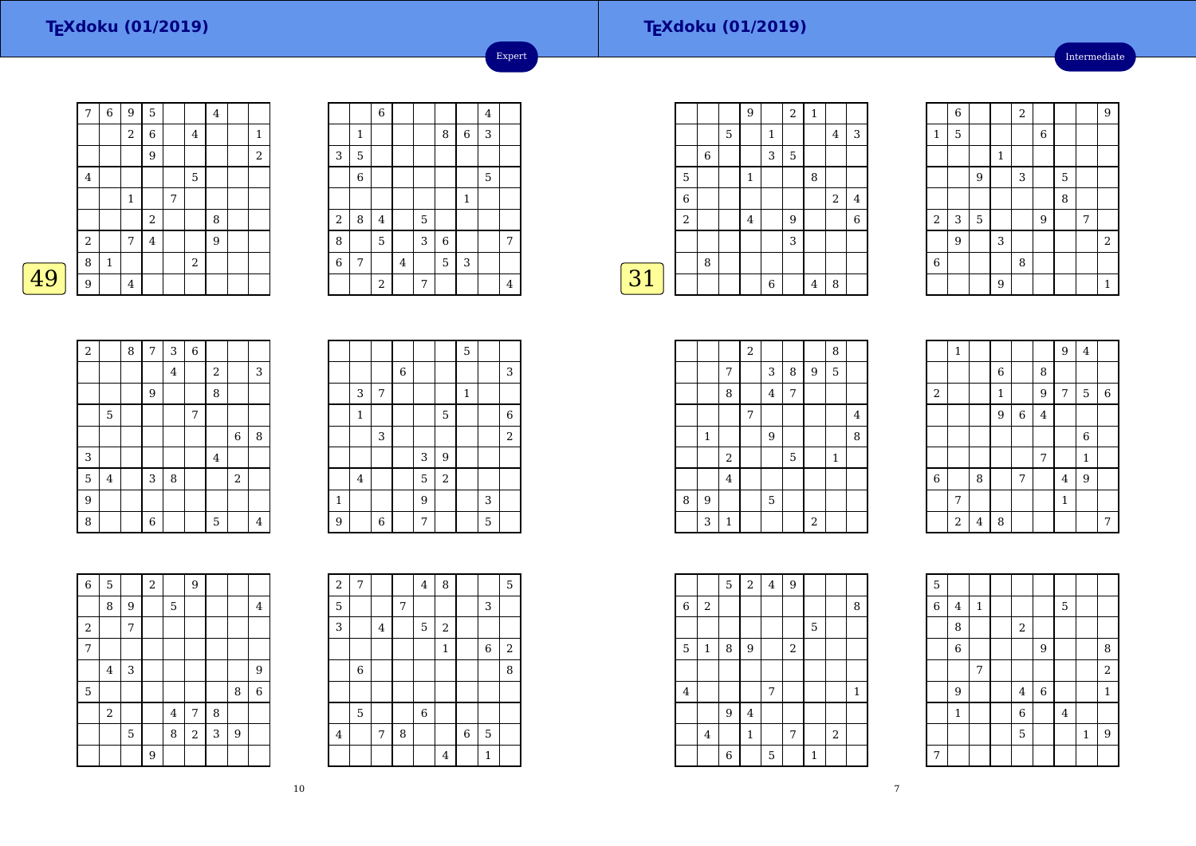## TEXdoku (01/2019)

Expert

**49**

| 7 | 6 | 9 | 5 | | | 4 | | |
|---|---|---|---|---|---|---|---|---|
| | | 2 | 6 | | 4 | | | 1 |
| | | | 9 | | | | | 2 |
| 4 | | | | | 5 | | | |
| | | 1 | | 7 | | | | |
| | | | 2 | | | 8 | | |
| 2 | | 7 | 4 | | | 9 | | |
| 8 | 1 | | | | 2 | | | |
| 9 | | 4 | | | | | | |

| | | 6 | | | | | 4 | |
|---|---|---|---|---|---|---|---|---|
| | 1 | | | | 8 | 6 | 3 | |
| 3 | 5 | | | | | | | |
| | 6 | | | | | | 5 | |
| | | | | | | 1 | | |
| 2 | 8 | 4 | | 5 | | | | |
| 8 | | 5 | | 3 | 6 | | | 7 |
| 6 | 7 | | 4 | | 5 | 3 | | |
| | | 2 | | 7 | | | | 4 |

| 2 | | 8 | 7 | 3 | 6 | | | |
|---|---|---|---|---|---|---|---|---|
| | | | | 4 | | 2 | | 3 |
| | | | 9 | | | 8 | | |
| | 5 | | | | 7 | | | |
| | | | | | | | 6 | 8 |
| 3 | | | | | | 4 | | |
| 5 | 4 | | 3 | 8 | | | 2 | |
| 9 | | | | | | | | |
| 8 | | | 6 | | | 5 | | 4 |

| | | | | | | 5 | | |
|---|---|---|---|---|---|---|---|---|
| | | | 6 | | | | | 3 |
| | 3 | 7 | | | | 1 | | |
| | 1 | | | | 5 | | | 6 |
| | | 3 | | | | | | 2 |
| | | | | 3 | 9 | | | |
| | 4 | | | 5 | 2 | | | |
| 1 | | | | 9 | | | 3 | |
| 9 | | 6 | | 7 | | | 5 | |

| 6 | 5 | | 2 | | 9 | | | |
|---|---|---|---|---|---|---|---|---|
| | 8 | 9 | | 5 | | | | 4 |
| 2 | | 7 | | | | | | |
| 7 | | | | | | | | |
| | 4 | 3 | | | | | | 9 |
| 5 | | | | | | | 8 | 6 |
| | 2 | | | 4 | 7 | 8 | | |
| | | 5 | | 8 | 2 | 3 | 9 | |
| | | | 9 | | | | | |

| 2 | 7 | | | 4 | 8 | | | 5 |
|---|---|---|---|---|---|---|---|---|
| 5 | | | 7 | | | | 3 | |
| 3 | | 4 | | 5 | 2 | | | |
| | | | | | 1 | | 6 | 2 |
| | 6 | | | | | | | 8 |
| | | | | | | | | |
| | 5 | | | 6 | | | | |
| 4 | | 7 | 8 | | | 6 | 5 | |
| | | | | | 4 | | 1 | |

## TEXdoku (01/2019)

Intermediate

**31**

| | | | 9 | | 2 | 1 | | |
|---|---|---|---|---|---|---|---|---|
| | | 5 | | 1 | | | 4 | 3 |
| | 6 | | | 3 | 5 | | | |
| 5 | | | 1 | | | 8 | | |
| 6 | | | | | | | 2 | 4 |
| 2 | | | 4 | | 9 | | | 6 |
| | | | | | 3 | | | |
| | 8 | | | | | | | |
| | | | | 6 | | 4 | 8 | |

| | 6 | | | 2 | | | | 9 |
|---|---|---|---|---|---|---|---|---|
| 1 | 5 | | | | 6 | | | |
| | | | 1 | | | | | |
| | | 9 | | 3 | | 5 | | |
| | | | | | | 8 | | |
| 2 | 3 | 5 | | | 9 | | 7 | |
| | 9 | | 3 | | | | | 2 |
| 6 | | | | 8 | | | | |
| | | | 9 | | | | | 1 |

| | | | 2 | | | | 8 | |
|---|---|---|---|---|---|---|---|---|
| | | 7 | | 3 | 8 | 9 | 5 | |
| | | 8 | | 4 | 7 | | | |
| | | | 7 | | | | | 4 |
| | 1 | | | 9 | | | | 8 |
| | | 2 | | | 5 | | 1 | |
| | | 4 | | | | | | |
| 8 | 9 | | | 5 | | | | |
| | 3 | 1 | | | | 2 | | |

| | 1 | | | | | 9 | 4 | |
|---|---|---|---|---|---|---|---|---|
| | | | 6 | | 8 | | | |
| 2 | | | 1 | | 9 | 7 | 5 | 6 |
| | | | 9 | 6 | 4 | | | |
| | | | | | | | 6 | |
| | | | | | 7 | | 1 | |
| 6 | | 8 | | 7 | | 4 | 9 | |
| | 7 | | | | | 1 | | |
| | 2 | 4 | 8 | | | | | 7 |

| | | 5 | 2 | 4 | 9 | | | |
|---|---|---|---|---|---|---|---|---|
| 6 | 2 | | | | | | | 8 |
| | | | | | | 5 | | |
| 5 | 1 | 8 | 9 | | 2 | | | |
| | | | | | | | | |
| 4 | | | | 7 | | | | 1 |
| | | 9 | 4 | | | | | |
| | 4 | | 1 | | 7 | | 2 | |
| | | 6 | | 5 | | 1 | | |

| 5 | | | | | | | | |
|---|---|---|---|---|---|---|---|---|
| 6 | 4 | 1 | | | | 5 | | |
| | 8 | | | 2 | | | | |
| | 6 | | | | 9 | | | 8 |
| | | 7 | | | | | | 2 |
| | 9 | | | 4 | 6 | | | 1 |
| | 1 | | | 6 | | 4 | | |
| | | | | 5 | | | 1 | 9 |
| 7 | | | | | | | | |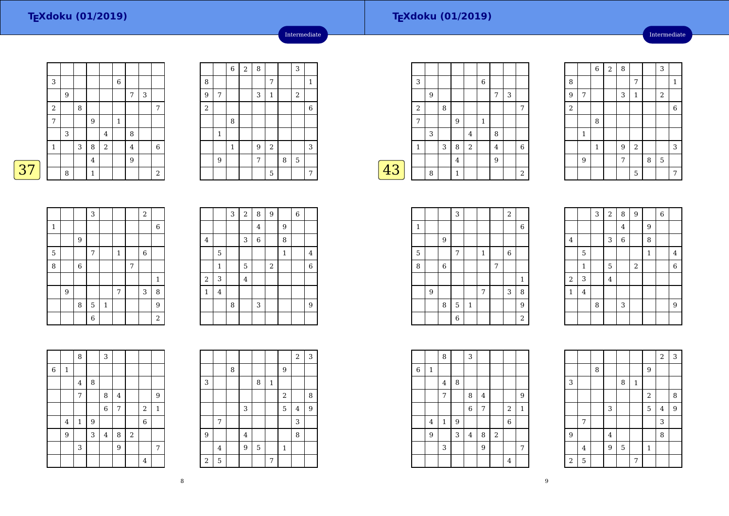37

| | | | | | | | | |
|---|---|---|---|---|---|---|---|---|
| | | | | | | | | |
| 3 | | | | | 6 | | | |
| | 9 | | | | | 7 | 3 | |
| 2 | | 8 | | | | | | 7 |
| 7 | | | 9 | | 1 | | | |
| | 3 | | | 4 | | 8 | | |
| 1 | | 3 | 8 | 2 | | 4 | | 6 |
| | | | 4 | | | 9 | | |
| | 8 | | 1 | | | | | 2 |

| | | | | | | | | |
|---|---|---|---|---|---|---|---|---|
| | | 6 | 2 | 8 | | | 3 | |
| 8 | | | | | 7 | | | 1 |
| 9 | 7 | | | 3 | 1 | | 2 | |
| 2 | | | | | | | | 6 |
| | | 8 | | | | | | |
| | 1 | | | | | | | |
| | | 1 | | 9 | 2 | | | 3 |
| | 9 | | | 7 | | 8 | 5 | |
| | | | | | 5 | | | 7 |

| | | | | | | | | |
|---|---|---|---|---|---|---|---|---|
| | | | 3 | | | | 2 | |
| 1 | | | | | | | | 6 |
| | | 9 | | | | | | |
| 5 | | | 7 | | 1 | | 6 | |
| 8 | | 6 | | | | 7 | | |
| | | | | | | | | 1 |
| | 9 | | | | 7 | | 3 | 8 |
| | | 8 | 5 | 1 | | | | 9 |
| | | | 6 | | | | | 2 |

| | | | | | | | | |
|---|---|---|---|---|---|---|---|---|
| | | 3 | 2 | 8 | 9 | | 6 | |
| | | | | 4 | | 9 | | |
| 4 | | | 3 | 6 | | 8 | | |
| | 5 | | | | | 1 | | 4 |
| | 1 | | 5 | | 2 | | | 6 |
| 2 | 3 | | 4 | | | | | |
| 1 | 4 | | | | | | | |
| | | 8 | | 3 | | | | 9 |
| | | | | | | | | |

| | | | | | | | | |
|---|---|---|---|---|---|---|---|---|
| | | 8 | | 3 | | | | |
| 6 | 1 | | | | | | | |
| | | 4 | 8 | | | | | |
| | | 7 | | 8 | 4 | | | 9 |
| | | | | 6 | 7 | | 2 | 1 |
| | 4 | 1 | 9 | | | | 6 | |
| | 9 | | 3 | 4 | 8 | 2 | | |
| | | 3 | | | 9 | | | 7 |
| | | | | | | | 4 | |

| | | | | | | | | |
|---|---|---|---|---|---|---|---|---|
| | | | | | | | 2 | 3 |
| | | 8 | | | | 9 | | |
| 3 | | | | 8 | 1 | | | |
| | | | | | | 2 | | 8 |
| | | | 3 | | | 5 | 4 | 9 |
| | 7 | | | | | | 3 | |
| 9 | | | 4 | | | | 8 | |
| | 4 | | 9 | 5 | | 1 | | |
| 2 | 5 | | | | 7 | | | |

43

| | | | | | | | | |
|---|---|---|---|---|---|---|---|---|
| | | | | | | | | |
| 3 | | | | | 6 | | | |
| | 9 | | | | | 7 | 3 | |
| 2 | | 8 | | | | | | 7 |
| 7 | | | 9 | | 1 | | | |
| | 3 | | | 4 | | 8 | | |
| 1 | | 3 | 8 | 2 | | 4 | | 6 |
| | | | 4 | | | 9 | | |
| | 8 | | 1 | | | | | 2 |

| | | | | | | | | |
|---|---|---|---|---|---|---|---|---|
| | | 6 | 2 | 8 | | | 3 | |
| 8 | | | | | 7 | | | 1 |
| 9 | 7 | | | 3 | 1 | | 2 | |
| 2 | | | | | | | | 6 |
| | | 8 | | | | | | |
| | 1 | | | | | | | |
| | | 1 | | 9 | 2 | | | 3 |
| | 9 | | | 7 | | 8 | 5 | |
| | | | | | 5 | | | 7 |

| | | | | | | | | |
|---|---|---|---|---|---|---|---|---|
| | | | 3 | | | | 2 | |
| 1 | | | | | | | | 6 |
| | | 9 | | | | | | |
| 5 | | | 7 | | 1 | | 6 | |
| 8 | | 6 | | | | 7 | | |
| | | | | | | | | 1 |
| | 9 | | | | 7 | | 3 | 8 |
| | | 8 | 5 | 1 | | | | 9 |
| | | | 6 | | | | | 2 |

| | | | | | | | | |
|---|---|---|---|---|---|---|---|---|
| | | 3 | 2 | 8 | 9 | | 6 | |
| | | | | 4 | | 9 | | |
| 4 | | | 3 | 6 | | 8 | | |
| | 5 | | | | | 1 | | 4 |
| | 1 | | 5 | | 2 | | | 6 |
| 2 | 3 | | 4 | | | | | |
| 1 | 4 | | | | | | | |
| | | 8 | | 3 | | | | 9 |
| | | | | | | | | |

| | | | | | | | | |
|---|---|---|---|---|---|---|---|---|
| | | 8 | | 3 | | | | |
| 6 | 1 | | | | | | | |
| | | 4 | 8 | | | | | |
| | | 7 | | 8 | 4 | | | 9 |
| | | | | 6 | 7 | | 2 | 1 |
| | 4 | 1 | 9 | | | | 6 | |
| | 9 | | 3 | 4 | 8 | 2 | | |
| | | 3 | | | 9 | | | 7 |
| | | | | | | | 4 | |

| | | | | | | | | |
|---|---|---|---|---|---|---|---|---|
| | | | | | | | 2 | 3 |
| | | 8 | | | | 9 | | |
| 3 | | | | 8 | 1 | | | |
| | | | | | | 2 | | 8 |
| | | | 3 | | | 5 | 4 | 9 |
| | 7 | | | | | | 3 | |
| 9 | | | 4 | | | | 8 | |
| | 4 | | 9 | 5 | | 1 | | |
| 2 | 5 | | | | 7 | | | |